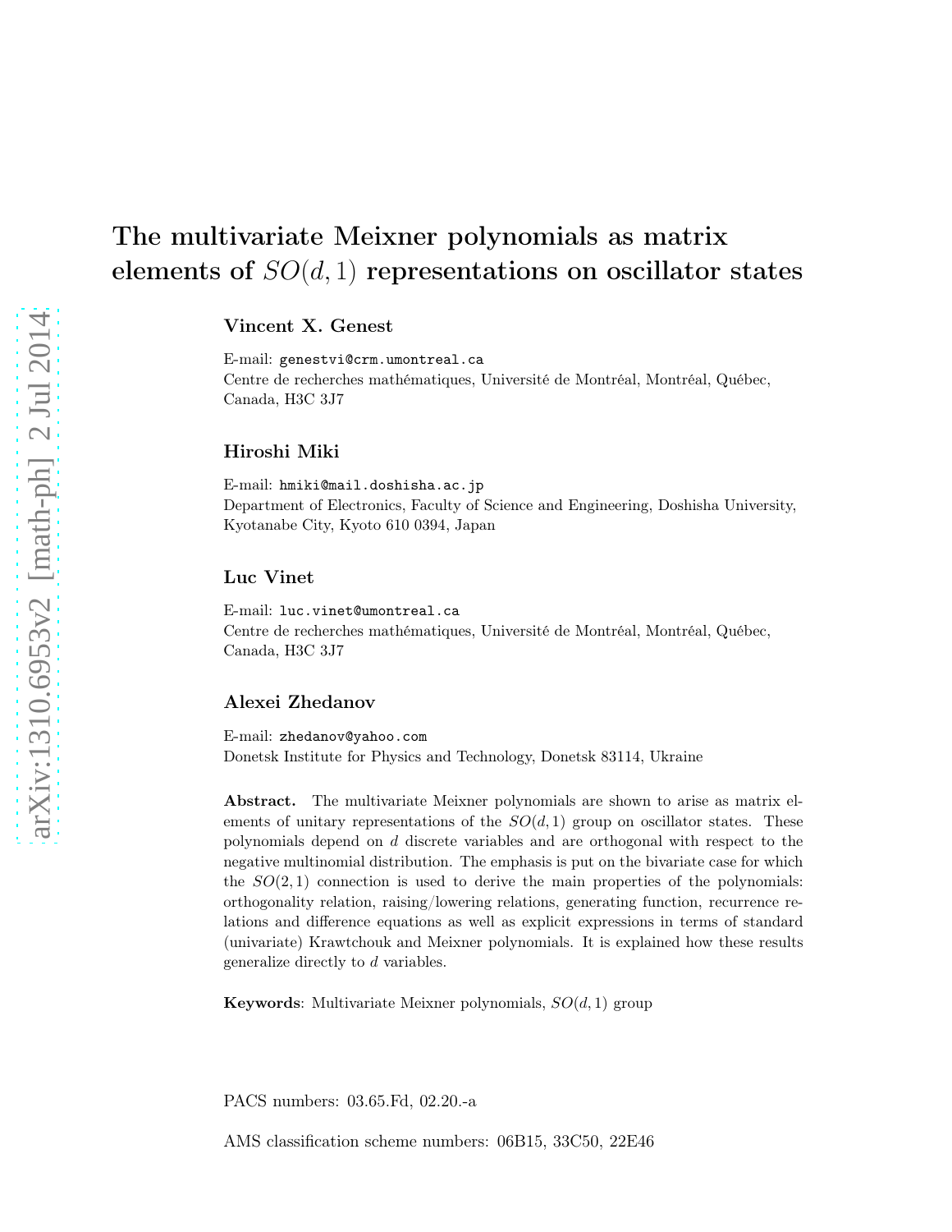# The multivariate Meixner polynomials as matrix elements of $SO(d,1)$ representations on oscillator states

**Vincent X. Genest**

E-mail: genestvi@crm.umontreal.ca
Centre de recherches mathématiques, Université de Montréal, Montréal, Québec, Canada, H3C 3J7

**Hiroshi Miki**

E-mail: hmiki@mail.doshisha.ac.jp
Department of Electronics, Faculty of Science and Engineering, Doshisha University, Kyotanabe City, Kyoto 610 0394, Japan

**Luc Vinet**

E-mail: luc.vinet@umontreal.ca
Centre de recherches mathématiques, Université de Montréal, Montréal, Québec, Canada, H3C 3J7

**Alexei Zhedanov**

E-mail: zhedanov@yahoo.com
Donetsk Institute for Physics and Technology, Donetsk 83114, Ukraine

**Abstract.** The multivariate Meixner polynomials are shown to arise as matrix elements of unitary representations of the $SO(d,1)$ group on oscillator states. These polynomials depend on $d$ discrete variables and are orthogonal with respect to the negative multinomial distribution. The emphasis is put on the bivariate case for which the $SO(2,1)$ connection is used to derive the main properties of the polynomials: orthogonality relation, raising/lowering relations, generating function, recurrence relations and difference equations as well as explicit expressions in terms of standard (univariate) Krawtchouk and Meixner polynomials. It is explained how these results generalize directly to $d$ variables.

**Keywords**: Multivariate Meixner polynomials, $SO(d,1)$ group

PACS numbers: 03.65.Fd, 02.20.-a

AMS classification scheme numbers: 06B15, 33C50, 22E46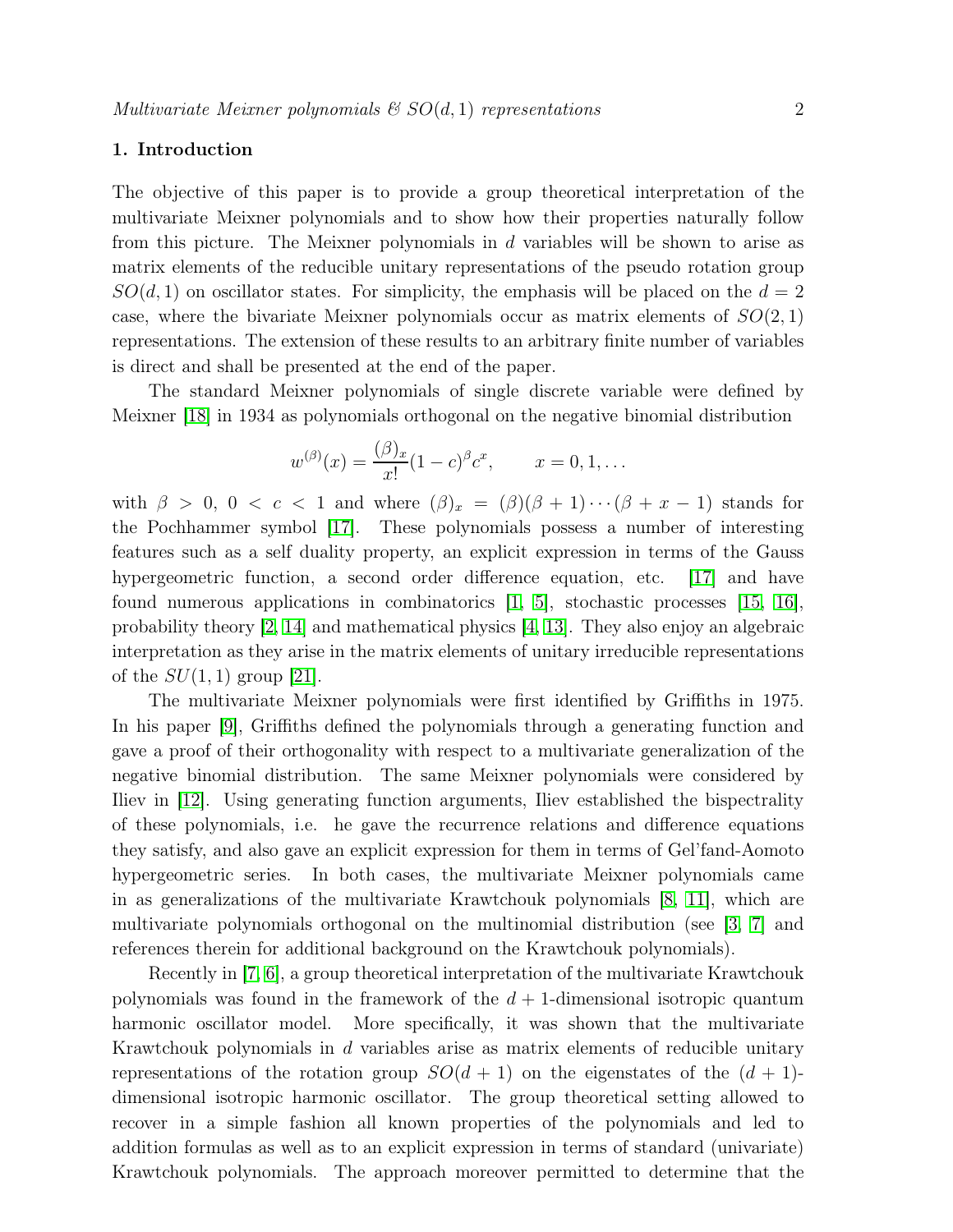## 1. Introduction

The objective of this paper is to provide a group theoretical interpretation of the multivariate Meixner polynomials and to show how their properties naturally follow from this picture. The Meixner polynomials in $d$ variables will be shown to arise as matrix elements of the reducible unitary representations of the pseudo rotation group $SO(d,1)$ on oscillator states. For simplicity, the emphasis will be placed on the $d=2$ case, where the bivariate Meixner polynomials occur as matrix elements of $SO(2,1)$ representations. The extension of these results to an arbitrary finite number of variables is direct and shall be presented at the end of the paper.

The standard Meixner polynomials of single discrete variable were defined by Meixner [18] in 1934 as polynomials orthogonal on the negative binomial distribution

$$w^{(\beta)}(x) = \frac{(\beta)_x}{x!}(1-c)^{\beta}c^{x}, \qquad x = 0, 1, \ldots$$

with $\beta > 0$, $0 < c < 1$ and where $(\beta)_x = (\beta)(\beta+1)\cdots(\beta+x-1)$ stands for the Pochhammer symbol [17]. These polynomials possess a number of interesting features such as a self duality property, an explicit expression in terms of the Gauss hypergeometric function, a second order difference equation, etc. [17] and have found numerous applications in combinatorics [1, 5], stochastic processes [15, 16], probability theory [2, 14] and mathematical physics [4, 13]. They also enjoy an algebraic interpretation as they arise in the matrix elements of unitary irreducible representations of the $SU(1,1)$ group [21].

The multivariate Meixner polynomials were first identified by Griffiths in 1975. In his paper [9], Griffiths defined the polynomials through a generating function and gave a proof of their orthogonality with respect to a multivariate generalization of the negative binomial distribution. The same Meixner polynomials were considered by Iliev in [12]. Using generating function arguments, Iliev established the bispectrality of these polynomials, i.e. he gave the recurrence relations and difference equations they satisfy, and also gave an explicit expression for them in terms of Gel'fand-Aomoto hypergeometric series. In both cases, the multivariate Meixner polynomials came in as generalizations of the multivariate Krawtchouk polynomials [8, 11], which are multivariate polynomials orthogonal on the multinomial distribution (see [3, 7] and references therein for additional background on the Krawtchouk polynomials).

Recently in [7, 6], a group theoretical interpretation of the multivariate Krawtchouk polynomials was found in the framework of the $d+1$-dimensional isotropic quantum harmonic oscillator model. More specifically, it was shown that the multivariate Krawtchouk polynomials in $d$ variables arise as matrix elements of reducible unitary representations of the rotation group $SO(d+1)$ on the eigenstates of the $(d+1)$-dimensional isotropic harmonic oscillator. The group theoretical setting allowed to recover in a simple fashion all known properties of the polynomials and led to addition formulas as well as to an explicit expression in terms of standard (univariate) Krawtchouk polynomials. The approach moreover permitted to determine that the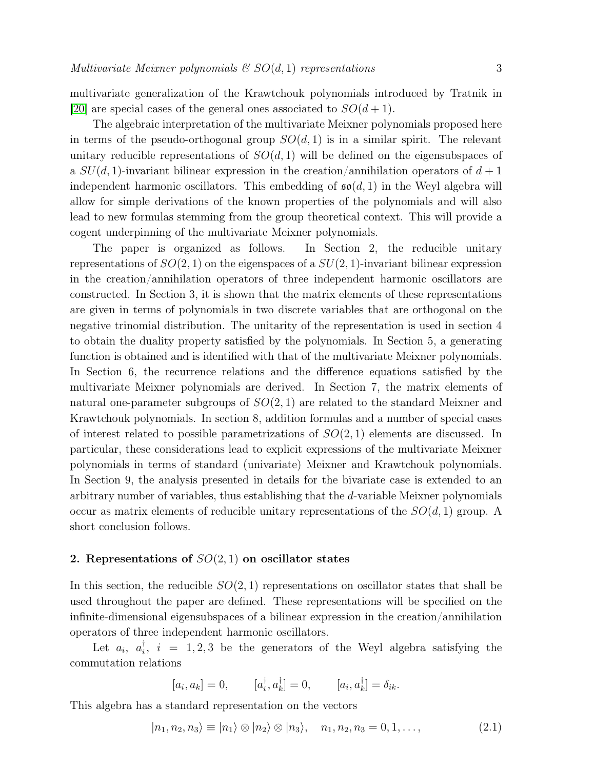multivariate generalization of the Krawtchouk polynomials introduced by Tratnik in [20] are special cases of the general ones associated to $SO(d+1)$.

The algebraic interpretation of the multivariate Meixner polynomials proposed here in terms of the pseudo-orthogonal group $SO(d,1)$ is in a similar spirit. The relevant unitary reducible representations of $SO(d,1)$ will be defined on the eigensubspaces of a $SU(d,1)$-invariant bilinear expression in the creation/annihilation operators of $d+1$ independent harmonic oscillators. This embedding of $\mathfrak{so}(d,1)$ in the Weyl algebra will allow for simple derivations of the known properties of the polynomials and will also lead to new formulas stemming from the group theoretical context. This will provide a cogent underpinning of the multivariate Meixner polynomials.

The paper is organized as follows. In Section 2, the reducible unitary representations of $SO(2,1)$ on the eigenspaces of a $SU(2,1)$-invariant bilinear expression in the creation/annihilation operators of three independent harmonic oscillators are constructed. In Section 3, it is shown that the matrix elements of these representations are given in terms of polynomials in two discrete variables that are orthogonal on the negative trinomial distribution. The unitarity of the representation is used in section 4 to obtain the duality property satisfied by the polynomials. In Section 5, a generating function is obtained and is identified with that of the multivariate Meixner polynomials. In Section 6, the recurrence relations and the difference equations satisfied by the multivariate Meixner polynomials are derived. In Section 7, the matrix elements of natural one-parameter subgroups of $SO(2,1)$ are related to the standard Meixner and Krawtchouk polynomials. In section 8, addition formulas and a number of special cases of interest related to possible parametrizations of $SO(2,1)$ elements are discussed. In particular, these considerations lead to explicit expressions of the multivariate Meixner polynomials in terms of standard (univariate) Meixner and Krawtchouk polynomials. In Section 9, the analysis presented in details for the bivariate case is extended to an arbitrary number of variables, thus establishing that the $d$-variable Meixner polynomials occur as matrix elements of reducible unitary representations of the $SO(d,1)$ group. A short conclusion follows.

## 2. Representations of $SO(2,1)$ on oscillator states

In this section, the reducible $SO(2,1)$ representations on oscillator states that shall be used throughout the paper are defined. These representations will be specified on the infinite-dimensional eigensubspaces of a bilinear expression in the creation/annihilation operators of three independent harmonic oscillators.

Let $a_i$, $a_i^{\dagger}$, $i=1,2,3$ be the generators of the Weyl algebra satisfying the commutation relations

$$[a_i, a_k] = 0, \qquad [a_i^{\dagger}, a_k^{\dagger}] = 0, \qquad [a_i, a_k^{\dagger}] = \delta_{ik}.$$

This algebra has a standard representation on the vectors

$$|n_1, n_2, n_3\rangle \equiv |n_1\rangle \otimes |n_2\rangle \otimes |n_3\rangle, \quad n_1, n_2, n_3 = 0, 1, \ldots, \tag{2.1}$$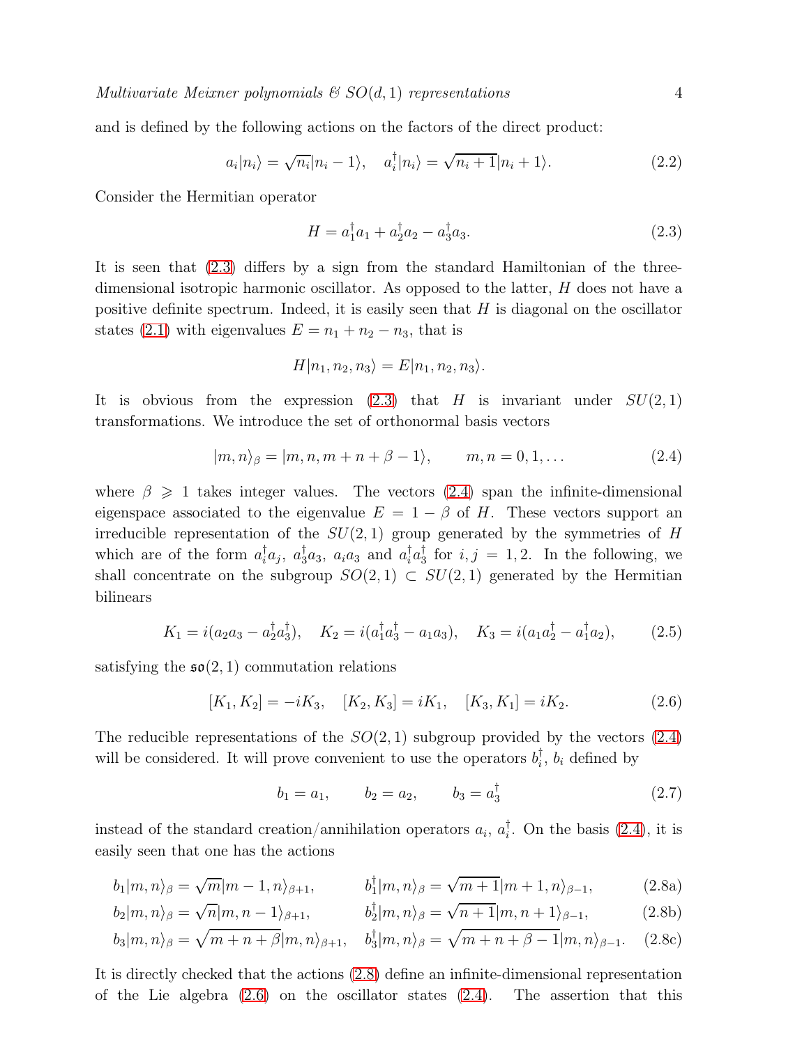and is defined by the following actions on the factors of the direct product:

$$a_i|n_i\rangle = \sqrt{n_i}|n_i - 1\rangle, \quad a_i^{\dagger}|n_i\rangle = \sqrt{n_i+1}|n_i+1\rangle. \tag{2.2}$$

Consider the Hermitian operator

$$H = a_1^{\dagger}a_1 + a_2^{\dagger}a_2 - a_3^{\dagger}a_3. \tag{2.3}$$

It is seen that (2.3) differs by a sign from the standard Hamiltonian of the three-dimensional isotropic harmonic oscillator. As opposed to the latter, $H$ does not have a positive definite spectrum. Indeed, it is easily seen that $H$ is diagonal on the oscillator states (2.1) with eigenvalues $E = n_1 + n_2 - n_3$, that is

$$H|n_1, n_2, n_3\rangle = E|n_1, n_2, n_3\rangle.$$

It is obvious from the expression (2.3) that $H$ is invariant under $SU(2,1)$ transformations. We introduce the set of orthonormal basis vectors

$$|m, n\rangle_{\beta} = |m, n, m+n+\beta-1\rangle, \qquad m, n = 0, 1, \ldots \tag{2.4}$$

where $\beta \geqslant 1$ takes integer values. The vectors (2.4) span the infinite-dimensional eigenspace associated to the eigenvalue $E = 1-\beta$ of $H$. These vectors support an irreducible representation of the $SU(2,1)$ group generated by the symmetries of $H$ which are of the form $a_i^{\dagger}a_j$, $a_3^{\dagger}a_3$, $a_i a_3$ and $a_i^{\dagger}a_3^{\dagger}$ for $i, j = 1, 2$. In the following, we shall concentrate on the subgroup $SO(2,1) \subset SU(2,1)$ generated by the Hermitian bilinears

$$K_1 = i(a_2 a_3 - a_2^{\dagger}a_3^{\dagger}), \quad K_2 = i(a_1^{\dagger}a_3^{\dagger} - a_1 a_3), \quad K_3 = i(a_1 a_2^{\dagger} - a_1^{\dagger}a_2), \tag{2.5}$$

satisfying the $\mathfrak{so}(2,1)$ commutation relations

$$[K_1, K_2] = -iK_3, \quad [K_2, K_3] = iK_1, \quad [K_3, K_1] = iK_2. \tag{2.6}$$

The reducible representations of the $SO(2,1)$ subgroup provided by the vectors (2.4) will be considered. It will prove convenient to use the operators $b_i^{\dagger}$, $b_i$ defined by

$$b_1 = a_1, \qquad b_2 = a_2, \qquad b_3 = a_3^{\dagger} \tag{2.7}$$

instead of the standard creation/annihilation operators $a_i$, $a_i^{\dagger}$. On the basis (2.4), it is easily seen that one has the actions

$$b_1|m,n\rangle_{\beta} = \sqrt{m}|m-1,n\rangle_{\beta+1}, \qquad b_1^{\dagger}|m,n\rangle_{\beta} = \sqrt{m+1}|m+1,n\rangle_{\beta-1}, \tag{2.8a}$$

$$b_2|m,n\rangle_{\beta} = \sqrt{n}|m,n-1\rangle_{\beta+1}, \qquad b_2^{\dagger}|m,n\rangle_{\beta} = \sqrt{n+1}|m,n+1\rangle_{\beta-1}, \tag{2.8b}$$

$$b_3|m,n\rangle_{\beta} = \sqrt{m+n+\beta}|m,n\rangle_{\beta+1}, \quad b_3^{\dagger}|m,n\rangle_{\beta} = \sqrt{m+n+\beta-1}|m,n\rangle_{\beta-1}. \tag{2.8c}$$

It is directly checked that the actions (2.8) define an infinite-dimensional representation of the Lie algebra (2.6) on the oscillator states (2.4). The assertion that this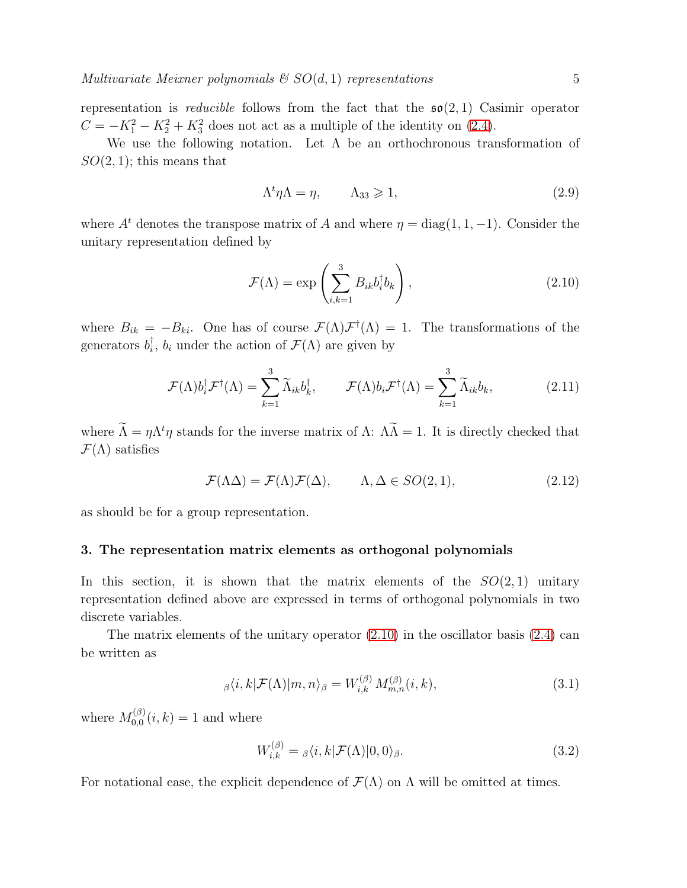representation is *reducible* follows from the fact that the $\mathfrak{so}(2,1)$ Casimir operator $C = -K_1^2 - K_2^2 + K_3^2$ does not act as a multiple of the identity on (2.4).

We use the following notation. Let $\Lambda$ be an orthochronous transformation of $SO(2,1)$; this means that

$$\Lambda^t \eta \Lambda = \eta, \qquad \Lambda_{33} \geqslant 1, \tag{2.9}$$

where $A^t$ denotes the transpose matrix of $A$ and where $\eta = \text{diag}(1, 1, -1)$. Consider the unitary representation defined by

$$\mathcal{F}(\Lambda) = \exp\left(\sum_{i,k=1}^{3} B_{ik} b_i^\dagger b_k\right), \tag{2.10}$$

where $B_{ik} = -B_{ki}$. One has of course $\mathcal{F}(\Lambda)\mathcal{F}^\dagger(\Lambda) = 1$. The transformations of the generators $b_i^\dagger$, $b_i$ under the action of $\mathcal{F}(\Lambda)$ are given by

$$\mathcal{F}(\Lambda) b_i^\dagger \mathcal{F}^\dagger(\Lambda) = \sum_{k=1}^{3} \widetilde{\Lambda}_{ik} b_k^\dagger, \qquad \mathcal{F}(\Lambda) b_i \mathcal{F}^\dagger(\Lambda) = \sum_{k=1}^{3} \widetilde{\Lambda}_{ik} b_k, \tag{2.11}$$

where $\widetilde{\Lambda} = \eta \Lambda^t \eta$ stands for the inverse matrix of $\Lambda$: $\Lambda \widetilde{\Lambda} = 1$. It is directly checked that $\mathcal{F}(\Lambda)$ satisfies

$$\mathcal{F}(\Lambda\Delta) = \mathcal{F}(\Lambda)\mathcal{F}(\Delta), \qquad \Lambda, \Delta \in SO(2,1), \tag{2.12}$$

as should be for a group representation.

## 3. The representation matrix elements as orthogonal polynomials

In this section, it is shown that the matrix elements of the $SO(2,1)$ unitary representation defined above are expressed in terms of orthogonal polynomials in two discrete variables.

The matrix elements of the unitary operator (2.10) in the oscillator basis (2.4) can be written as

$$_\beta\langle i, k | \mathcal{F}(\Lambda) | m, n \rangle_\beta = W_{i,k}^{(\beta)}\, M_{m,n}^{(\beta)}(i, k), \tag{3.1}$$

where $M_{0,0}^{(\beta)}(i, k) = 1$ and where

$$W_{i,k}^{(\beta)} = {}_\beta\langle i, k | \mathcal{F}(\Lambda) | 0, 0 \rangle_\beta. \tag{3.2}$$

For notational ease, the explicit dependence of $\mathcal{F}(\Lambda)$ on $\Lambda$ will be omitted at times.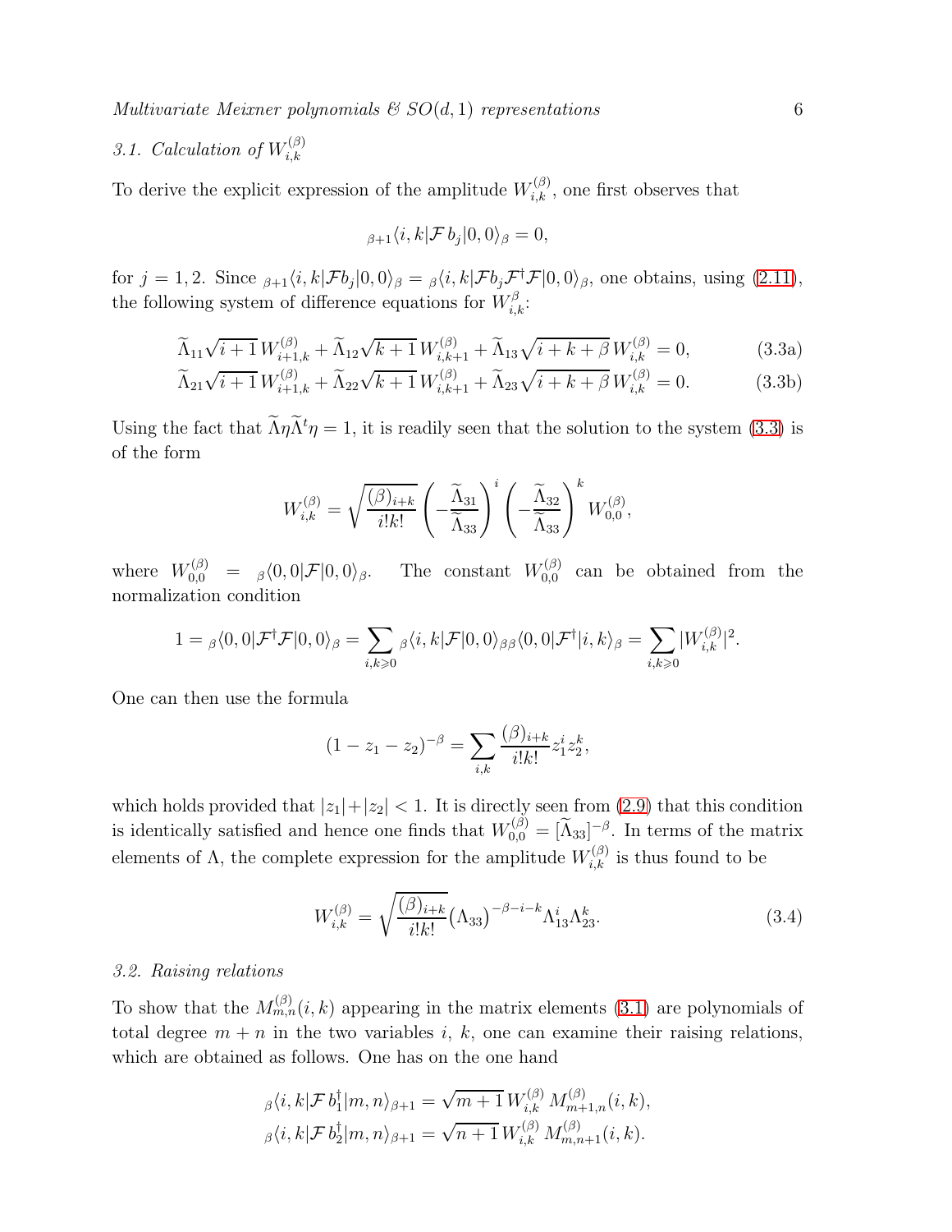### 3.1. Calculation of $W_{i,k}^{(\beta)}$

To derive the explicit expression of the amplitude $W_{i,k}^{(\beta)}$, one first observes that

$$
{}_{\beta+1}\langle i,k|\mathcal{F}\, b_j|0,0\rangle_\beta = 0,
$$

for $j=1,2$. Since ${}_{\beta+1}\langle i,k|\mathcal{F}b_j|0,0\rangle_\beta = {}_\beta\langle i,k|\mathcal{F}b_j\mathcal{F}^\dagger\mathcal{F}|0,0\rangle_\beta$, one obtains, using (2.11), the following system of difference equations for $W_{i,k}^{\beta}$:

$$
\widetilde{\Lambda}_{11}\sqrt{i+1}\,W_{i+1,k}^{(\beta)} + \widetilde{\Lambda}_{12}\sqrt{k+1}\,W_{i,k+1}^{(\beta)} + \widetilde{\Lambda}_{13}\sqrt{i+k+\beta}\,W_{i,k}^{(\beta)} = 0, \tag{3.3a}
$$

$$
\widetilde{\Lambda}_{21}\sqrt{i+1}\,W_{i+1,k}^{(\beta)} + \widetilde{\Lambda}_{22}\sqrt{k+1}\,W_{i,k+1}^{(\beta)} + \widetilde{\Lambda}_{23}\sqrt{i+k+\beta}\,W_{i,k}^{(\beta)} = 0. \tag{3.3b}
$$

Using the fact that $\widetilde{\Lambda}\eta\widetilde{\Lambda}^t\eta = 1$, it is readily seen that the solution to the system (3.3) is of the form

$$
W_{i,k}^{(\beta)} = \sqrt{\frac{(\beta)_{i+k}}{i!k!}}\left(-\frac{\widetilde{\Lambda}_{31}}{\widetilde{\Lambda}_{33}}\right)^i\left(-\frac{\widetilde{\Lambda}_{32}}{\widetilde{\Lambda}_{33}}\right)^k W_{0,0}^{(\beta)},
$$

where $W_{0,0}^{(\beta)} = {}_\beta\langle 0,0|\mathcal{F}|0,0\rangle_\beta$. The constant $W_{0,0}^{(\beta)}$ can be obtained from the normalization condition

$$
1 = {}_\beta\langle 0,0|\mathcal{F}^\dagger\mathcal{F}|0,0\rangle_\beta = \sum_{i,k\geqslant 0} {}_\beta\langle i,k|\mathcal{F}|0,0\rangle_{\beta\beta}\langle 0,0|\mathcal{F}^\dagger|i,k\rangle_\beta = \sum_{i,k\geqslant 0}|W_{i,k}^{(\beta)}|^2.
$$

One can then use the formula

$$
(1-z_1-z_2)^{-\beta} = \sum_{i,k}\frac{(\beta)_{i+k}}{i!k!}z_1^i z_2^k,
$$

which holds provided that $|z_1|+|z_2|<1$. It is directly seen from (2.9) that this condition is identically satisfied and hence one finds that $W_{0,0}^{(\beta)} = [\widetilde{\Lambda}_{33}]^{-\beta}$. In terms of the matrix elements of $\Lambda$, the complete expression for the amplitude $W_{i,k}^{(\beta)}$ is thus found to be

$$
W_{i,k}^{(\beta)} = \sqrt{\frac{(\beta)_{i+k}}{i!k!}}\big(\Lambda_{33}\big)^{-\beta-i-k}\Lambda_{13}^i\Lambda_{23}^k. \tag{3.4}
$$

### 3.2. Raising relations

To show that the $M_{m,n}^{(\beta)}(i,k)$ appearing in the matrix elements (3.1) are polynomials of total degree $m+n$ in the two variables $i$, $k$, one can examine their raising relations, which are obtained as follows. One has on the one hand

$$
{}_\beta\langle i,k|\mathcal{F}\,b_1^\dagger|m,n\rangle_{\beta+1} = \sqrt{m+1}\,W_{i,k}^{(\beta)}\,M_{m+1,n}^{(\beta)}(i,k),
$$

$$
{}_\beta\langle i,k|\mathcal{F}\,b_2^\dagger|m,n\rangle_{\beta+1} = \sqrt{n+1}\,W_{i,k}^{(\beta)}\,M_{m,n+1}^{(\beta)}(i,k).
$$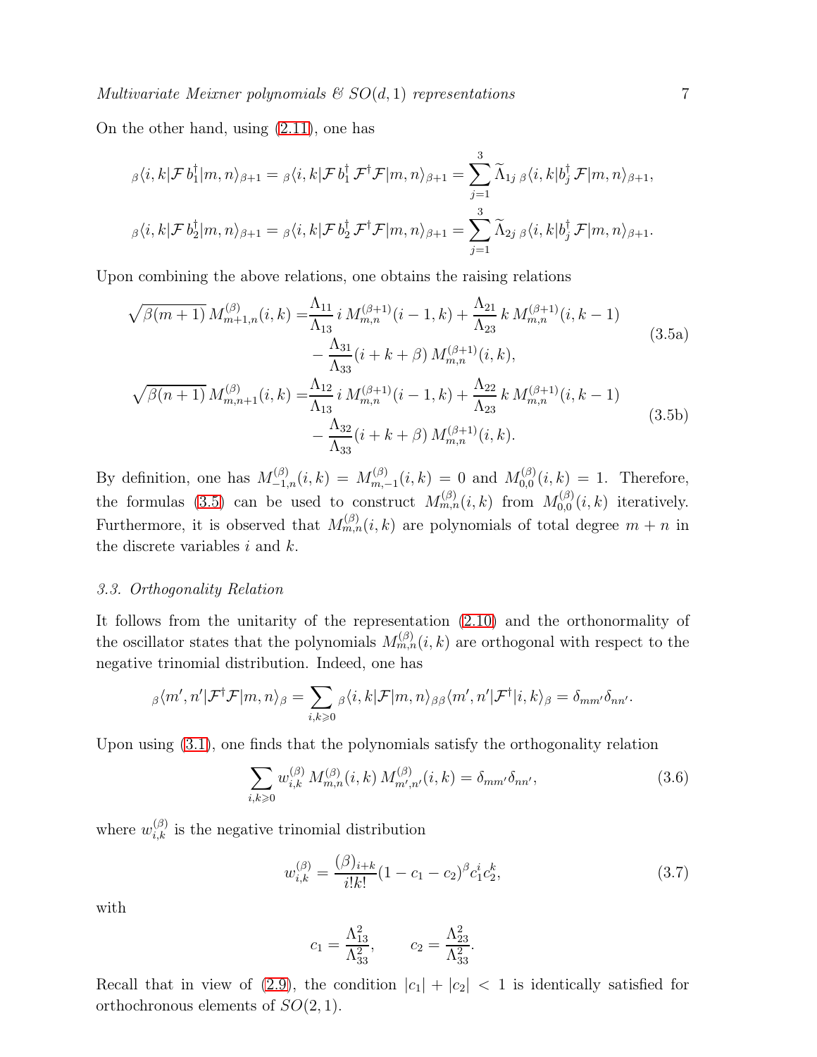On the other hand, using (2.11), one has

$$
{}_\beta\langle i,k|\mathcal{F}\, b_1^\dagger|m,n\rangle_{\beta+1} = {}_\beta\langle i,k|\mathcal{F}\, b_1^\dagger\, \mathcal{F}^\dagger\mathcal{F}|m,n\rangle_{\beta+1} = \sum_{j=1}^{3} \widetilde{\Lambda}_{1j}\; {}_\beta\langle i,k|b_j^\dagger\, \mathcal{F}|m,n\rangle_{\beta+1},
$$

$$
{}_\beta\langle i,k|\mathcal{F}\, b_2^\dagger|m,n\rangle_{\beta+1} = {}_\beta\langle i,k|\mathcal{F}\, b_2^\dagger\, \mathcal{F}^\dagger\mathcal{F}|m,n\rangle_{\beta+1} = \sum_{j=1}^{3} \widetilde{\Lambda}_{2j}\; {}_\beta\langle i,k|b_j^\dagger\, \mathcal{F}|m,n\rangle_{\beta+1}.
$$

Upon combining the above relations, one obtains the raising relations

$$
\begin{aligned}
\sqrt{\beta(m+1)}\, M^{(\beta)}_{m+1,n}(i,k) =& \frac{\Lambda_{11}}{\Lambda_{13}}\, i\, M^{(\beta+1)}_{m,n}(i-1,k) + \frac{\Lambda_{21}}{\Lambda_{23}}\, k\, M^{(\beta+1)}_{m,n}(i,k-1) \\
&- \frac{\Lambda_{31}}{\Lambda_{33}}(i+k+\beta)\, M^{(\beta+1)}_{m,n}(i,k),
\end{aligned} \tag{3.5a}
$$

$$
\begin{aligned}
\sqrt{\beta(n+1)}\, M^{(\beta)}_{m,n+1}(i,k) =& \frac{\Lambda_{12}}{\Lambda_{13}}\, i\, M^{(\beta+1)}_{m,n}(i-1,k) + \frac{\Lambda_{22}}{\Lambda_{23}}\, k\, M^{(\beta+1)}_{m,n}(i,k-1) \\
&- \frac{\Lambda_{32}}{\Lambda_{33}}(i+k+\beta)\, M^{(\beta+1)}_{m,n}(i,k).
\end{aligned} \tag{3.5b}
$$

By definition, one has $M^{(\beta)}_{-1,n}(i,k) = M^{(\beta)}_{m,-1}(i,k) = 0$ and $M^{(\beta)}_{0,0}(i,k) = 1$. Therefore, the formulas (3.5) can be used to construct $M^{(\beta)}_{m,n}(i,k)$ from $M^{(\beta)}_{0,0}(i,k)$ iteratively. Furthermore, it is observed that $M^{(\beta)}_{m,n}(i,k)$ are polynomials of total degree $m+n$ in the discrete variables $i$ and $k$.

### 3.3. Orthogonality Relation

It follows from the unitarity of the representation (2.10) and the orthonormality of the oscillator states that the polynomials $M^{(\beta)}_{m,n}(i,k)$ are orthogonal with respect to the negative trinomial distribution. Indeed, one has

$$
{}_\beta\langle m',n'|\mathcal{F}^\dagger\mathcal{F}|m,n\rangle_\beta = \sum_{i,k\geqslant 0} {}_\beta\langle i,k|\mathcal{F}|m,n\rangle_\beta\, {}_\beta\langle m',n'|\mathcal{F}^\dagger|i,k\rangle_\beta = \delta_{mm'}\delta_{nn'}.
$$

Upon using (3.1), one finds that the polynomials satisfy the orthogonality relation

$$
\sum_{i,k\geqslant 0} w^{(\beta)}_{i,k}\, M^{(\beta)}_{m,n}(i,k)\, M^{(\beta)}_{m',n'}(i,k) = \delta_{mm'}\delta_{nn'}, \tag{3.6}
$$

where $w^{(\beta)}_{i,k}$ is the negative trinomial distribution

$$
w^{(\beta)}_{i,k} = \frac{(\beta)_{i+k}}{i!k!}(1-c_1-c_2)^\beta c_1^i c_2^k, \tag{3.7}
$$

with

$$
c_1 = \frac{\Lambda_{13}^2}{\Lambda_{33}^2}, \qquad c_2 = \frac{\Lambda_{23}^2}{\Lambda_{33}^2}.
$$

Recall that in view of (2.9), the condition $|c_1| + |c_2| < 1$ is identically satisfied for orthochronous elements of $SO(2,1)$.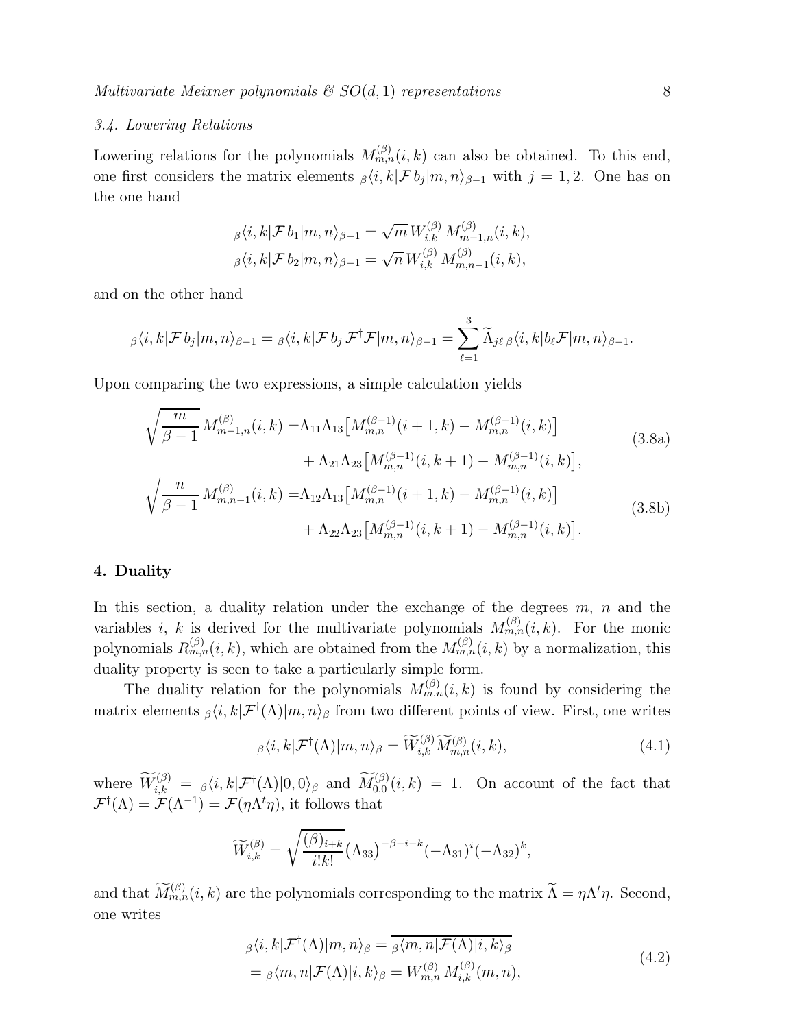### 3.4. Lowering Relations

Lowering relations for the polynomials $M_{m,n}^{(\beta)}(i,k)$ can also be obtained. To this end, one first considers the matrix elements ${}_{\beta}\langle i,k|\mathcal{F}\, b_j|m,n\rangle_{\beta-1}$ with $j=1,2$. One has on the one hand

$$
\begin{aligned}
{}_{\beta}\langle i,k|\mathcal{F}\, b_1|m,n\rangle_{\beta-1} &= \sqrt{m}\, W_{i,k}^{(\beta)}\, M_{m-1,n}^{(\beta)}(i,k),\\
{}_{\beta}\langle i,k|\mathcal{F}\, b_2|m,n\rangle_{\beta-1} &= \sqrt{n}\, W_{i,k}^{(\beta)}\, M_{m,n-1}^{(\beta)}(i,k),
\end{aligned}
$$

and on the other hand

$$
{}_{\beta}\langle i,k|\mathcal{F}\, b_j|m,n\rangle_{\beta-1} = {}_{\beta}\langle i,k|\mathcal{F}\, b_j\, \mathcal{F}^{\dagger}\mathcal{F}|m,n\rangle_{\beta-1} = \sum_{\ell=1}^{3} \widetilde{\Lambda}_{j\ell}\, {}_{\beta}\langle i,k|b_{\ell}\mathcal{F}|m,n\rangle_{\beta-1}.
$$

Upon comparing the two expressions, a simple calculation yields

$$
\begin{aligned}
\sqrt{\frac{m}{\beta-1}}\, M_{m-1,n}^{(\beta)}(i,k) =& \Lambda_{11}\Lambda_{13}\big[M_{m,n}^{(\beta-1)}(i+1,k) - M_{m,n}^{(\beta-1)}(i,k)\big]\\
&+ \Lambda_{21}\Lambda_{23}\big[M_{m,n}^{(\beta-1)}(i,k+1) - M_{m,n}^{(\beta-1)}(i,k)\big],
\end{aligned}
\tag{3.8a}
$$

$$
\begin{aligned}
\sqrt{\frac{n}{\beta-1}}\, M_{m,n-1}^{(\beta)}(i,k) =& \Lambda_{12}\Lambda_{13}\big[M_{m,n}^{(\beta-1)}(i+1,k) - M_{m,n}^{(\beta-1)}(i,k)\big]\\
&+ \Lambda_{22}\Lambda_{23}\big[M_{m,n}^{(\beta-1)}(i,k+1) - M_{m,n}^{(\beta-1)}(i,k)\big].
\end{aligned}
\tag{3.8b}
$$

## 4. Duality

In this section, a duality relation under the exchange of the degrees $m$, $n$ and the variables $i$, $k$ is derived for the multivariate polynomials $M_{m,n}^{(\beta)}(i,k)$. For the monic polynomials $R_{m,n}^{(\beta)}(i,k)$, which are obtained from the $M_{m,n}^{(\beta)}(i,k)$ by a normalization, this duality property is seen to take a particularly simple form.

The duality relation for the polynomials $M_{m,n}^{(\beta)}(i,k)$ is found by considering the matrix elements ${}_{\beta}\langle i,k|\mathcal{F}^{\dagger}(\Lambda)|m,n\rangle_{\beta}$ from two different points of view. First, one writes

$$
{}_{\beta}\langle i,k|\mathcal{F}^{\dagger}(\Lambda)|m,n\rangle_{\beta} = \widetilde{W}_{i,k}^{(\beta)}\widetilde{M}_{m,n}^{(\beta)}(i,k),
\tag{4.1}
$$

where $\widetilde{W}_{i,k}^{(\beta)} = {}_{\beta}\langle i,k|\mathcal{F}^{\dagger}(\Lambda)|0,0\rangle_{\beta}$ and $\widetilde{M}_{0,0}^{(\beta)}(i,k) = 1$. On account of the fact that $\mathcal{F}^{\dagger}(\Lambda) = \mathcal{F}(\Lambda^{-1}) = \mathcal{F}(\eta\Lambda^{t}\eta)$, it follows that

$$
\widetilde{W}_{i,k}^{(\beta)} = \sqrt{\frac{(\beta)_{i+k}}{i!k!}}\big(\Lambda_{33}\big)^{-\beta-i-k}(-\Lambda_{31})^{i}(-\Lambda_{32})^{k},
$$

and that $\widetilde{M}_{m,n}^{(\beta)}(i,k)$ are the polynomials corresponding to the matrix $\widetilde{\Lambda} = \eta\Lambda^{t}\eta$. Second, one writes

$$
\begin{aligned}
{}_{\beta}\langle i,k|\mathcal{F}^{\dagger}(\Lambda)|m,n\rangle_{\beta} &= \overline{{}_{\beta}\langle m,n|\mathcal{F}(\Lambda)|i,k\rangle_{\beta}}\\
&= {}_{\beta}\langle m,n|\mathcal{F}(\Lambda)|i,k\rangle_{\beta} = W_{m,n}^{(\beta)}\, M_{i,k}^{(\beta)}(m,n),
\end{aligned}
\tag{4.2}
$$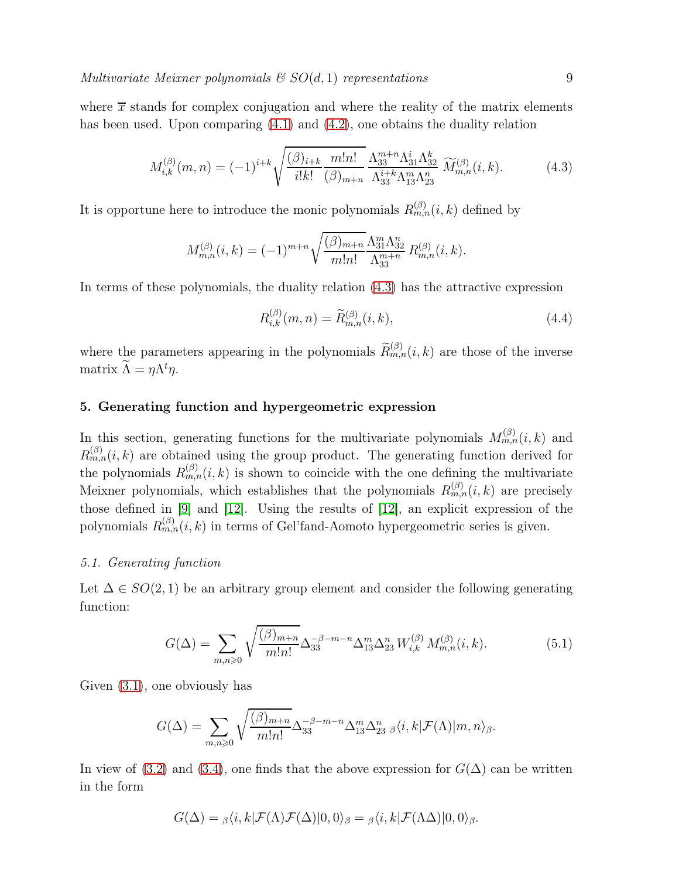where $\overline{x}$ stands for complex conjugation and where the reality of the matrix elements has been used. Upon comparing (4.1) and (4.2), one obtains the duality relation

$$M_{i,k}^{(\beta)}(m,n) = (-1)^{i+k}\sqrt{\frac{(\beta)_{i+k}}{i!k!}\frac{m!n!}{(\beta)_{m+n}}}\,\frac{\Lambda_{33}^{m+n}\Lambda_{31}^{i}\Lambda_{32}^{k}}{\Lambda_{33}^{i+k}\Lambda_{13}^{m}\Lambda_{23}^{n}}\;\widetilde{M}_{m,n}^{(\beta)}(i,k). \tag{4.3}$$

It is opportune here to introduce the monic polynomials $R_{m,n}^{(\beta)}(i,k)$ defined by

$$M_{m,n}^{(\beta)}(i,k) = (-1)^{m+n}\sqrt{\frac{(\beta)_{m+n}}{m!n!}}\frac{\Lambda_{31}^{m}\Lambda_{32}^{n}}{\Lambda_{33}^{m+n}}\,R_{m,n}^{(\beta)}(i,k).$$

In terms of these polynomials, the duality relation (4.3) has the attractive expression

$$R_{i,k}^{(\beta)}(m,n) = \widetilde{R}_{m,n}^{(\beta)}(i,k), \tag{4.4}$$

where the parameters appearing in the polynomials $\widetilde{R}_{m,n}^{(\beta)}(i,k)$ are those of the inverse matrix $\widetilde{\Lambda} = \eta\Lambda^{t}\eta$.

## 5. Generating function and hypergeometric expression

In this section, generating functions for the multivariate polynomials $M_{m,n}^{(\beta)}(i,k)$ and $R_{m,n}^{(\beta)}(i,k)$ are obtained using the group product. The generating function derived for the polynomials $R_{m,n}^{(\beta)}(i,k)$ is shown to coincide with the one defining the multivariate Meixner polynomials, which establishes that the polynomials $R_{m,n}^{(\beta)}(i,k)$ are precisely those defined in [9] and [12]. Using the results of [12], an explicit expression of the polynomials $R_{m,n}^{(\beta)}(i,k)$ in terms of Gel'fand-Aomoto hypergeometric series is given.

### 5.1. Generating function

Let $\Delta \in SO(2,1)$ be an arbitrary group element and consider the following generating function:

$$G(\Delta) = \sum_{m,n\geqslant 0}\sqrt{\frac{(\beta)_{m+n}}{m!n!}}\Delta_{33}^{-\beta-m-n}\Delta_{13}^{m}\Delta_{23}^{n}\,W_{i,k}^{(\beta)}\,M_{m,n}^{(\beta)}(i,k). \tag{5.1}$$

Given (3.1), one obviously has

$$G(\Delta) = \sum_{m,n\geqslant 0}\sqrt{\frac{(\beta)_{m+n}}{m!n!}}\Delta_{33}^{-\beta-m-n}\Delta_{13}^{m}\Delta_{23}^{n}\;{}_{\beta}\langle i,k|\mathcal{F}(\Lambda)|m,n\rangle_{\beta}.$$

In view of (3.2) and (3.4), one finds that the above expression for $G(\Delta)$ can be written in the form

$$G(\Delta) = {}_{\beta}\langle i,k|\mathcal{F}(\Lambda)\mathcal{F}(\Delta)|0,0\rangle_{\beta} = {}_{\beta}\langle i,k|\mathcal{F}(\Lambda\Delta)|0,0\rangle_{\beta}.$$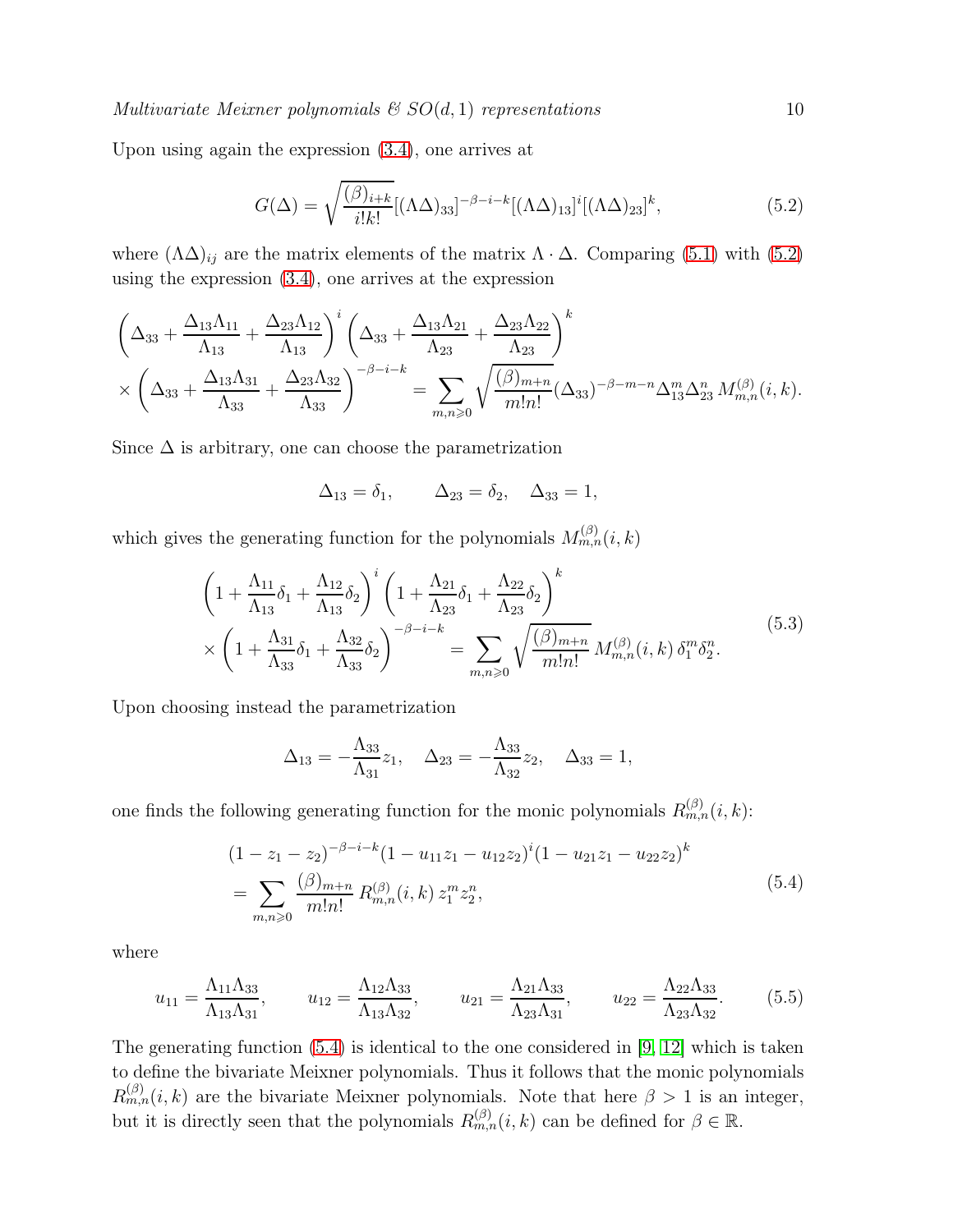Upon using again the expression (3.4), one arrives at

$$G(\Delta) = \sqrt{\frac{(\beta)_{i+k}}{i!k!}}[(\Lambda\Delta)_{33}]^{-\beta-i-k}[(\Lambda\Delta)_{13}]^{i}[(\Lambda\Delta)_{23}]^{k}, \tag{5.2}$$

where $(\Lambda\Delta)_{ij}$ are the matrix elements of the matrix $\Lambda \cdot \Delta$. Comparing (5.1) with (5.2) using the expression (3.4), one arrives at the expression

$$\begin{aligned}
&\left(\Delta_{33} + \frac{\Delta_{13}\Lambda_{11}}{\Lambda_{13}} + \frac{\Delta_{23}\Lambda_{12}}{\Lambda_{13}}\right)^{i} \left(\Delta_{33} + \frac{\Delta_{13}\Lambda_{21}}{\Lambda_{23}} + \frac{\Delta_{23}\Lambda_{22}}{\Lambda_{23}}\right)^{k} \\
&\times \left(\Delta_{33} + \frac{\Delta_{13}\Lambda_{31}}{\Lambda_{33}} + \frac{\Delta_{23}\Lambda_{32}}{\Lambda_{33}}\right)^{-\beta-i-k} = \sum_{m,n\geqslant 0} \sqrt{\frac{(\beta)_{m+n}}{m!n!}}(\Delta_{33})^{-\beta-m-n}\Delta_{13}^{m}\Delta_{23}^{n}\, M_{m,n}^{(\beta)}(i,k).
\end{aligned}$$

Since $\Delta$ is arbitrary, one can choose the parametrization

$$\Delta_{13} = \delta_1, \qquad \Delta_{23} = \delta_2, \quad \Delta_{33} = 1,$$

which gives the generating function for the polynomials $M_{m,n}^{(\beta)}(i,k)$

$$\begin{aligned}
&\left(1 + \frac{\Lambda_{11}}{\Lambda_{13}}\delta_1 + \frac{\Lambda_{12}}{\Lambda_{13}}\delta_2\right)^{i} \left(1 + \frac{\Lambda_{21}}{\Lambda_{23}}\delta_1 + \frac{\Lambda_{22}}{\Lambda_{23}}\delta_2\right)^{k} \\
&\times \left(1 + \frac{\Lambda_{31}}{\Lambda_{33}}\delta_1 + \frac{\Lambda_{32}}{\Lambda_{33}}\delta_2\right)^{-\beta-i-k} = \sum_{m,n\geqslant 0} \sqrt{\frac{(\beta)_{m+n}}{m!n!}}\, M_{m,n}^{(\beta)}(i,k)\, \delta_1^{m}\delta_2^{n}.
\end{aligned} \tag{5.3}$$

Upon choosing instead the parametrization

$$\Delta_{13} = -\frac{\Lambda_{33}}{\Lambda_{31}}z_1, \quad \Delta_{23} = -\frac{\Lambda_{33}}{\Lambda_{32}}z_2, \quad \Delta_{33} = 1,$$

one finds the following generating function for the monic polynomials $R_{m,n}^{(\beta)}(i,k)$:

$$\begin{aligned}
&(1 - z_1 - z_2)^{-\beta-i-k}(1 - u_{11}z_1 - u_{12}z_2)^{i}(1 - u_{21}z_1 - u_{22}z_2)^{k} \\
&= \sum_{m,n\geqslant 0} \frac{(\beta)_{m+n}}{m!n!}\, R_{m,n}^{(\beta)}(i,k)\, z_1^{m} z_2^{n},
\end{aligned} \tag{5.4}$$

where

$$u_{11} = \frac{\Lambda_{11}\Lambda_{33}}{\Lambda_{13}\Lambda_{31}}, \qquad u_{12} = \frac{\Lambda_{12}\Lambda_{33}}{\Lambda_{13}\Lambda_{32}}, \qquad u_{21} = \frac{\Lambda_{21}\Lambda_{33}}{\Lambda_{23}\Lambda_{31}}, \qquad u_{22} = \frac{\Lambda_{22}\Lambda_{33}}{\Lambda_{23}\Lambda_{32}}. \tag{5.5}$$

The generating function (5.4) is identical to the one considered in [9, 12] which is taken to define the bivariate Meixner polynomials. Thus it follows that the monic polynomials $R_{m,n}^{(\beta)}(i,k)$ are the bivariate Meixner polynomials. Note that here $\beta > 1$ is an integer, but it is directly seen that the polynomials $R_{m,n}^{(\beta)}(i,k)$ can be defined for $\beta \in \mathbb{R}$.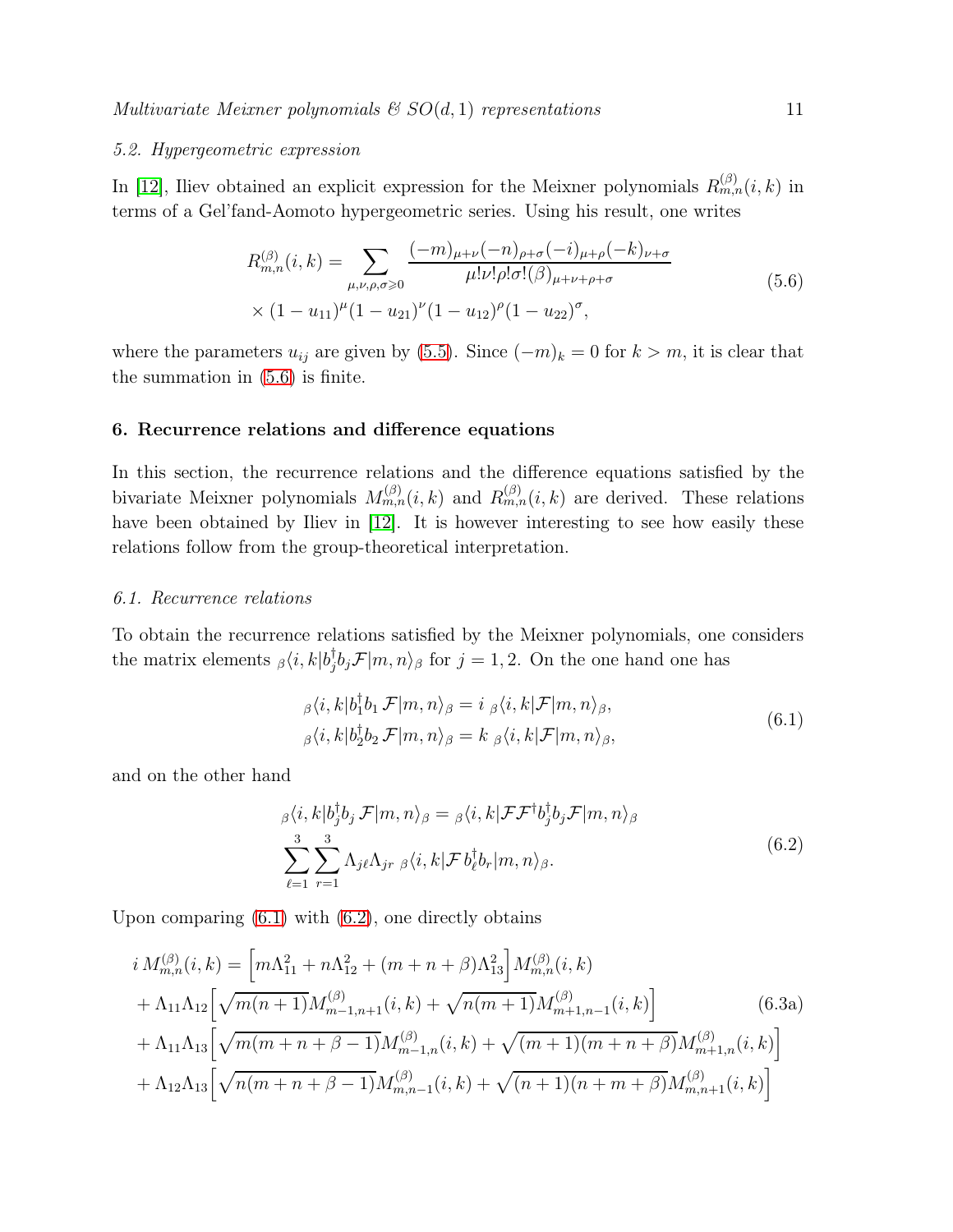### 5.2. Hypergeometric expression

In [12], Iliev obtained an explicit expression for the Meixner polynomials $R^{(\beta)}_{m,n}(i,k)$ in terms of a Gel'fand-Aomoto hypergeometric series. Using his result, one writes

$$
\begin{aligned}
R^{(\beta)}_{m,n}(i,k) = &\sum_{\mu,\nu,\rho,\sigma\geqslant 0} \frac{(-m)_{\mu+\nu}(-n)_{\rho+\sigma}(-i)_{\mu+\rho}(-k)_{\nu+\sigma}}{\mu!\nu!\rho!\sigma!(\beta)_{\mu+\nu+\rho+\sigma}} \\
&\times (1-u_{11})^{\mu}(1-u_{21})^{\nu}(1-u_{12})^{\rho}(1-u_{22})^{\sigma},
\end{aligned}
\tag{5.6}
$$

where the parameters $u_{ij}$ are given by (5.5). Since $(-m)_k = 0$ for $k > m$, it is clear that the summation in (5.6) is finite.

## 6. Recurrence relations and difference equations

In this section, the recurrence relations and the difference equations satisfied by the bivariate Meixner polynomials $M^{(\beta)}_{m,n}(i,k)$ and $R^{(\beta)}_{m,n}(i,k)$ are derived. These relations have been obtained by Iliev in [12]. It is however interesting to see how easily these relations follow from the group-theoretical interpretation.

### 6.1. Recurrence relations

To obtain the recurrence relations satisfied by the Meixner polynomials, one considers the matrix elements ${}_{\beta}\langle i,k|b_j^{\dagger}b_j\mathcal{F}|m,n\rangle_{\beta}$ for $j=1,2$. On the one hand one has

$$
\begin{aligned}
{}_{\beta}\langle i,k|b_1^{\dagger}b_1\,\mathcal{F}|m,n\rangle_{\beta} &= i\;{}_{\beta}\langle i,k|\mathcal{F}|m,n\rangle_{\beta}, \\
{}_{\beta}\langle i,k|b_2^{\dagger}b_2\,\mathcal{F}|m,n\rangle_{\beta} &= k\;{}_{\beta}\langle i,k|\mathcal{F}|m,n\rangle_{\beta},
\end{aligned}
\tag{6.1}
$$

and on the other hand

$$
\begin{aligned}
&{}_{\beta}\langle i,k|b_j^{\dagger}b_j\,\mathcal{F}|m,n\rangle_{\beta} = {}_{\beta}\langle i,k|\mathcal{F}\mathcal{F}^{\dagger}b_j^{\dagger}b_j\mathcal{F}|m,n\rangle_{\beta} \\
&\sum_{\ell=1}^{3}\sum_{r=1}^{3}\Lambda_{j\ell}\Lambda_{jr}\;{}_{\beta}\langle i,k|\mathcal{F}\,b_{\ell}^{\dagger}b_r|m,n\rangle_{\beta}.
\end{aligned}
\tag{6.2}
$$

Upon comparing (6.1) with (6.2), one directly obtains

$$
\begin{aligned}
i\,M^{(\beta)}_{m,n}(i,k) &= \Big[m\Lambda_{11}^2 + n\Lambda_{12}^2 + (m+n+\beta)\Lambda_{13}^2\Big]M^{(\beta)}_{m,n}(i,k) \\
&+ \Lambda_{11}\Lambda_{12}\Big[\sqrt{m(n+1)}M^{(\beta)}_{m-1,n+1}(i,k) + \sqrt{n(m+1)}M^{(\beta)}_{m+1,n-1}(i,k)\Big] \\
&+ \Lambda_{11}\Lambda_{13}\Big[\sqrt{m(m+n+\beta-1)}M^{(\beta)}_{m-1,n}(i,k) + \sqrt{(m+1)(m+n+\beta)}M^{(\beta)}_{m+1,n}(i,k)\Big] \\
&+ \Lambda_{12}\Lambda_{13}\Big[\sqrt{n(m+n+\beta-1)}M^{(\beta)}_{m,n-1}(i,k) + \sqrt{(n+1)(n+m+\beta)}M^{(\beta)}_{m,n+1}(i,k)\Big]
\end{aligned}
\tag{6.3a}
$$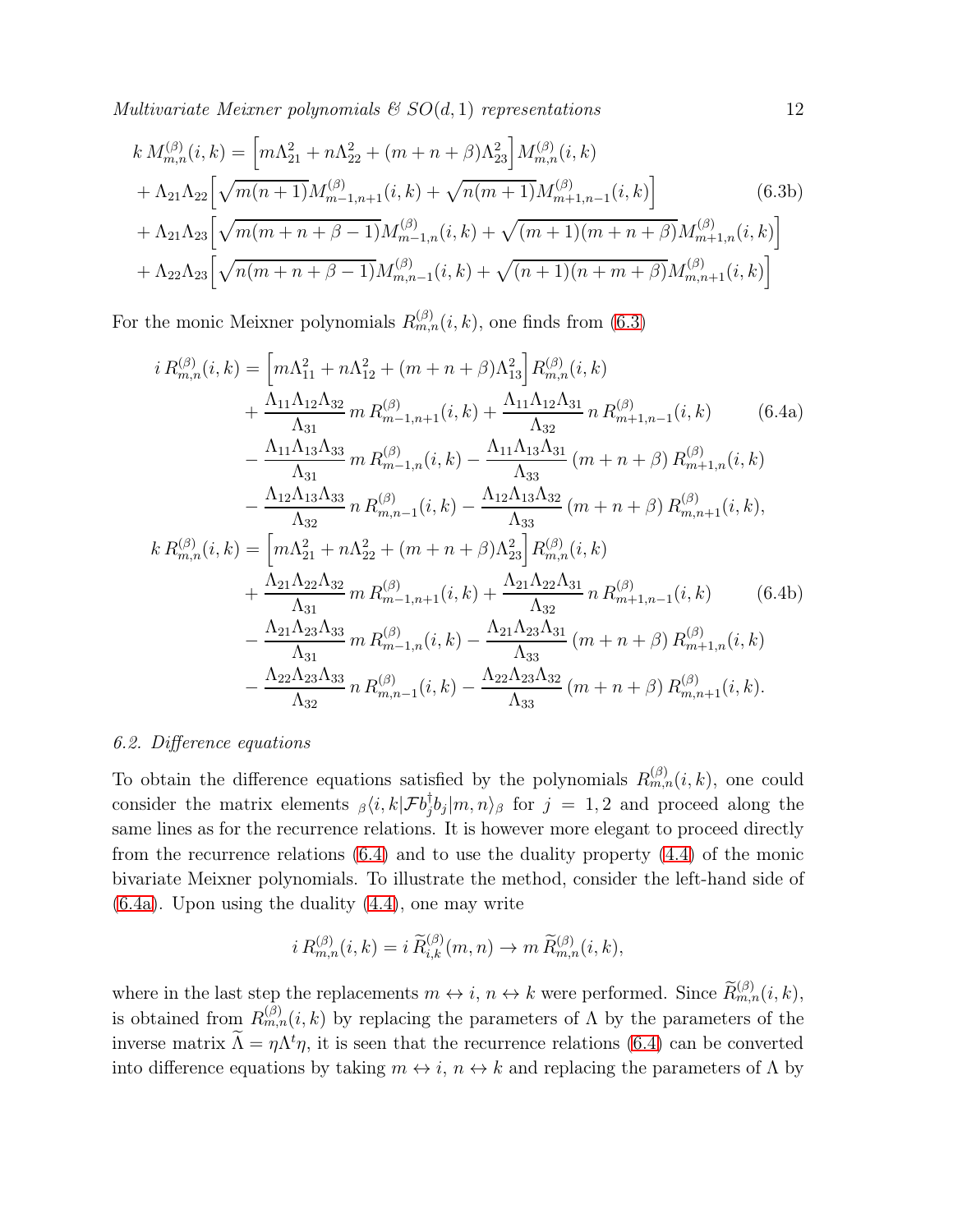$$
\begin{aligned}
k\, M_{m,n}^{(\beta)}(i,k) &= \Big[m\Lambda_{21}^2 + n\Lambda_{22}^2 + (m+n+\beta)\Lambda_{23}^2\Big] M_{m,n}^{(\beta)}(i,k) \\
&+ \Lambda_{21}\Lambda_{22}\Big[\sqrt{m(n+1)}M_{m-1,n+1}^{(\beta)}(i,k) + \sqrt{n(m+1)}M_{m+1,n-1}^{(\beta)}(i,k)\Big] \\
&+ \Lambda_{21}\Lambda_{23}\Big[\sqrt{m(m+n+\beta-1)}M_{m-1,n}^{(\beta)}(i,k) + \sqrt{(m+1)(m+n+\beta)}M_{m+1,n}^{(\beta)}(i,k)\Big] \\
&+ \Lambda_{22}\Lambda_{23}\Big[\sqrt{n(m+n+\beta-1)}M_{m,n-1}^{(\beta)}(i,k) + \sqrt{(n+1)(n+m+\beta)}M_{m,n+1}^{(\beta)}(i,k)\Big]
\end{aligned} \tag{6.3b}
$$

For the monic Meixner polynomials $R_{m,n}^{(\beta)}(i,k)$, one finds from (6.3)

$$
\begin{aligned}
i\, R_{m,n}^{(\beta)}(i,k) &= \Big[m\Lambda_{11}^2 + n\Lambda_{12}^2 + (m+n+\beta)\Lambda_{13}^2\Big] R_{m,n}^{(\beta)}(i,k) \\
&\quad + \frac{\Lambda_{11}\Lambda_{12}\Lambda_{32}}{\Lambda_{31}}\, m\, R_{m-1,n+1}^{(\beta)}(i,k) + \frac{\Lambda_{11}\Lambda_{12}\Lambda_{31}}{\Lambda_{32}}\, n\, R_{m+1,n-1}^{(\beta)}(i,k) \\
&\quad - \frac{\Lambda_{11}\Lambda_{13}\Lambda_{33}}{\Lambda_{31}}\, m\, R_{m-1,n}^{(\beta)}(i,k) - \frac{\Lambda_{11}\Lambda_{13}\Lambda_{31}}{\Lambda_{33}}\, (m+n+\beta)\, R_{m+1,n}^{(\beta)}(i,k) \\
&\quad - \frac{\Lambda_{12}\Lambda_{13}\Lambda_{33}}{\Lambda_{32}}\, n\, R_{m,n-1}^{(\beta)}(i,k) - \frac{\Lambda_{12}\Lambda_{13}\Lambda_{32}}{\Lambda_{33}}\, (m+n+\beta)\, R_{m,n+1}^{(\beta)}(i,k),
\end{aligned} \tag{6.4a}
$$

$$
\begin{aligned}
k\, R_{m,n}^{(\beta)}(i,k) &= \Big[m\Lambda_{21}^2 + n\Lambda_{22}^2 + (m+n+\beta)\Lambda_{23}^2\Big] R_{m,n}^{(\beta)}(i,k) \\
&\quad + \frac{\Lambda_{21}\Lambda_{22}\Lambda_{32}}{\Lambda_{31}}\, m\, R_{m-1,n+1}^{(\beta)}(i,k) + \frac{\Lambda_{21}\Lambda_{22}\Lambda_{31}}{\Lambda_{32}}\, n\, R_{m+1,n-1}^{(\beta)}(i,k) \\
&\quad - \frac{\Lambda_{21}\Lambda_{23}\Lambda_{33}}{\Lambda_{31}}\, m\, R_{m-1,n}^{(\beta)}(i,k) - \frac{\Lambda_{21}\Lambda_{23}\Lambda_{31}}{\Lambda_{33}}\, (m+n+\beta)\, R_{m+1,n}^{(\beta)}(i,k) \\
&\quad - \frac{\Lambda_{22}\Lambda_{23}\Lambda_{33}}{\Lambda_{32}}\, n\, R_{m,n-1}^{(\beta)}(i,k) - \frac{\Lambda_{22}\Lambda_{23}\Lambda_{32}}{\Lambda_{33}}\, (m+n+\beta)\, R_{m,n+1}^{(\beta)}(i,k).
\end{aligned} \tag{6.4b}
$$

### 6.2. Difference equations

To obtain the difference equations satisfied by the polynomials $R_{m,n}^{(\beta)}(i,k)$, one could consider the matrix elements ${}_{\beta}\langle i,k|\mathcal{F}b_j^{\dagger}b_j|m,n\rangle_{\beta}$ for $j=1,2$ and proceed along the same lines as for the recurrence relations. It is however more elegant to proceed directly from the recurrence relations (6.4) and to use the duality property (4.4) of the monic bivariate Meixner polynomials. To illustrate the method, consider the left-hand side of (6.4a). Upon using the duality (4.4), one may write

$$
i\, R_{m,n}^{(\beta)}(i,k) = i\, \widetilde{R}_{i,k}^{(\beta)}(m,n) \to m\, \widetilde{R}_{m,n}^{(\beta)}(i,k),
$$

where in the last step the replacements $m \leftrightarrow i$, $n \leftrightarrow k$ were performed. Since $\widetilde{R}_{m,n}^{(\beta)}(i,k)$, is obtained from $R_{m,n}^{(\beta)}(i,k)$ by replacing the parameters of $\Lambda$ by the parameters of the inverse matrix $\widetilde{\Lambda} = \eta\Lambda^t\eta$, it is seen that the recurrence relations (6.4) can be converted into difference equations by taking $m \leftrightarrow i$, $n \leftrightarrow k$ and replacing the parameters of $\Lambda$ by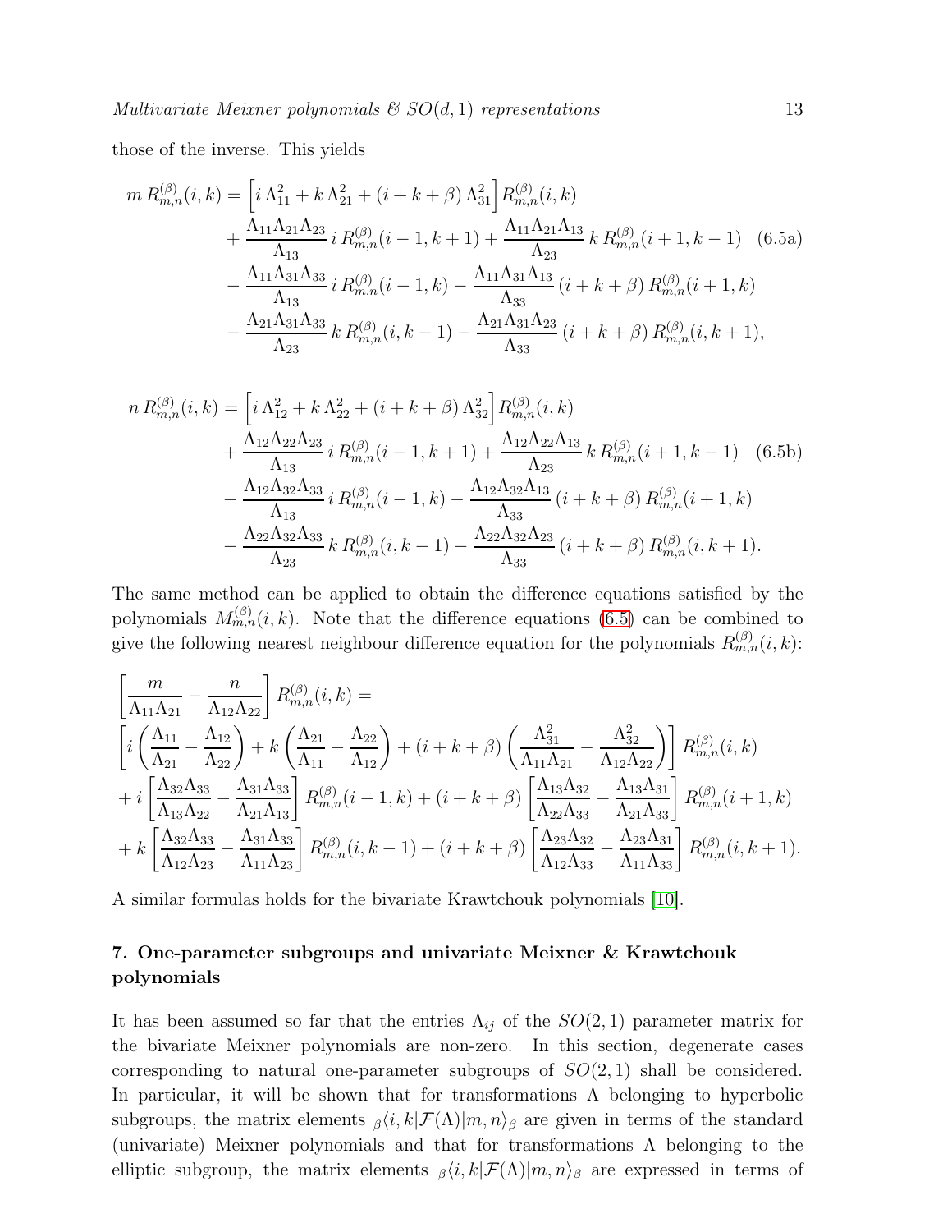those of the inverse. This yields

$$
\begin{aligned}
m\, R^{(\beta)}_{m,n}(i,k) &= \Big[i\,\Lambda_{11}^2 + k\,\Lambda_{21}^2 + (i+k+\beta)\,\Lambda_{31}^2\Big] R^{(\beta)}_{m,n}(i,k) \\
&+ \frac{\Lambda_{11}\Lambda_{21}\Lambda_{23}}{\Lambda_{13}}\, i\, R^{(\beta)}_{m,n}(i-1,k+1) + \frac{\Lambda_{11}\Lambda_{21}\Lambda_{13}}{\Lambda_{23}}\, k\, R^{(\beta)}_{m,n}(i+1,k-1) \\
&- \frac{\Lambda_{11}\Lambda_{31}\Lambda_{33}}{\Lambda_{13}}\, i\, R^{(\beta)}_{m,n}(i-1,k) - \frac{\Lambda_{11}\Lambda_{31}\Lambda_{13}}{\Lambda_{33}}\,(i+k+\beta)\, R^{(\beta)}_{m,n}(i+1,k) \\
&- \frac{\Lambda_{21}\Lambda_{31}\Lambda_{33}}{\Lambda_{23}}\, k\, R^{(\beta)}_{m,n}(i,k-1) - \frac{\Lambda_{21}\Lambda_{31}\Lambda_{23}}{\Lambda_{33}}\,(i+k+\beta)\, R^{(\beta)}_{m,n}(i,k+1),
\end{aligned}
\tag{6.5a}
$$

$$
\begin{aligned}
n\, R^{(\beta)}_{m,n}(i,k) &= \Big[i\,\Lambda_{12}^2 + k\,\Lambda_{22}^2 + (i+k+\beta)\,\Lambda_{32}^2\Big] R^{(\beta)}_{m,n}(i,k) \\
&+ \frac{\Lambda_{12}\Lambda_{22}\Lambda_{23}}{\Lambda_{13}}\, i\, R^{(\beta)}_{m,n}(i-1,k+1) + \frac{\Lambda_{12}\Lambda_{22}\Lambda_{13}}{\Lambda_{23}}\, k\, R^{(\beta)}_{m,n}(i+1,k-1) \\
&- \frac{\Lambda_{12}\Lambda_{32}\Lambda_{33}}{\Lambda_{13}}\, i\, R^{(\beta)}_{m,n}(i-1,k) - \frac{\Lambda_{12}\Lambda_{32}\Lambda_{13}}{\Lambda_{33}}\,(i+k+\beta)\, R^{(\beta)}_{m,n}(i+1,k) \\
&- \frac{\Lambda_{22}\Lambda_{32}\Lambda_{33}}{\Lambda_{23}}\, k\, R^{(\beta)}_{m,n}(i,k-1) - \frac{\Lambda_{22}\Lambda_{32}\Lambda_{23}}{\Lambda_{33}}\,(i+k+\beta)\, R^{(\beta)}_{m,n}(i,k+1).
\end{aligned}
\tag{6.5b}
$$

The same method can be applied to obtain the difference equations satisfied by the polynomials $M^{(\beta)}_{m,n}(i,k)$. Note that the difference equations (6.5) can be combined to give the following nearest neighbour difference equation for the polynomials $R^{(\beta)}_{m,n}(i,k)$:

$$
\begin{aligned}
&\left[\frac{m}{\Lambda_{11}\Lambda_{21}} - \frac{n}{\Lambda_{12}\Lambda_{22}}\right] R^{(\beta)}_{m,n}(i,k) = \\
&\left[i\left(\frac{\Lambda_{11}}{\Lambda_{21}} - \frac{\Lambda_{12}}{\Lambda_{22}}\right) + k\left(\frac{\Lambda_{21}}{\Lambda_{11}} - \frac{\Lambda_{22}}{\Lambda_{12}}\right) + (i+k+\beta)\left(\frac{\Lambda_{31}^2}{\Lambda_{11}\Lambda_{21}} - \frac{\Lambda_{32}^2}{\Lambda_{12}\Lambda_{22}}\right)\right] R^{(\beta)}_{m,n}(i,k) \\
&+ i\left[\frac{\Lambda_{32}\Lambda_{33}}{\Lambda_{13}\Lambda_{22}} - \frac{\Lambda_{31}\Lambda_{33}}{\Lambda_{21}\Lambda_{13}}\right] R^{(\beta)}_{m,n}(i-1,k) + (i+k+\beta)\left[\frac{\Lambda_{13}\Lambda_{32}}{\Lambda_{22}\Lambda_{33}} - \frac{\Lambda_{13}\Lambda_{31}}{\Lambda_{21}\Lambda_{33}}\right] R^{(\beta)}_{m,n}(i+1,k) \\
&+ k\left[\frac{\Lambda_{32}\Lambda_{33}}{\Lambda_{12}\Lambda_{23}} - \frac{\Lambda_{31}\Lambda_{33}}{\Lambda_{11}\Lambda_{23}}\right] R^{(\beta)}_{m,n}(i,k-1) + (i+k+\beta)\left[\frac{\Lambda_{23}\Lambda_{32}}{\Lambda_{12}\Lambda_{33}} - \frac{\Lambda_{23}\Lambda_{31}}{\Lambda_{11}\Lambda_{33}}\right] R^{(\beta)}_{m,n}(i,k+1).
\end{aligned}
$$

A similar formulas holds for the bivariate Krawtchouk polynomials [10].

## 7. One-parameter subgroups and univariate Meixner & Krawtchouk polynomials

It has been assumed so far that the entries $\Lambda_{ij}$ of the $SO(2,1)$ parameter matrix for the bivariate Meixner polynomials are non-zero. In this section, degenerate cases corresponding to natural one-parameter subgroups of $SO(2,1)$ shall be considered. In particular, it will be shown that for transformations $\Lambda$ belonging to hyperbolic subgroups, the matrix elements ${}_{\beta}\langle i,k|\mathcal{F}(\Lambda)|m,n\rangle_{\beta}$ are given in terms of the standard (univariate) Meixner polynomials and that for transformations $\Lambda$ belonging to the elliptic subgroup, the matrix elements ${}_{\beta}\langle i,k|\mathcal{F}(\Lambda)|m,n\rangle_{\beta}$ are expressed in terms of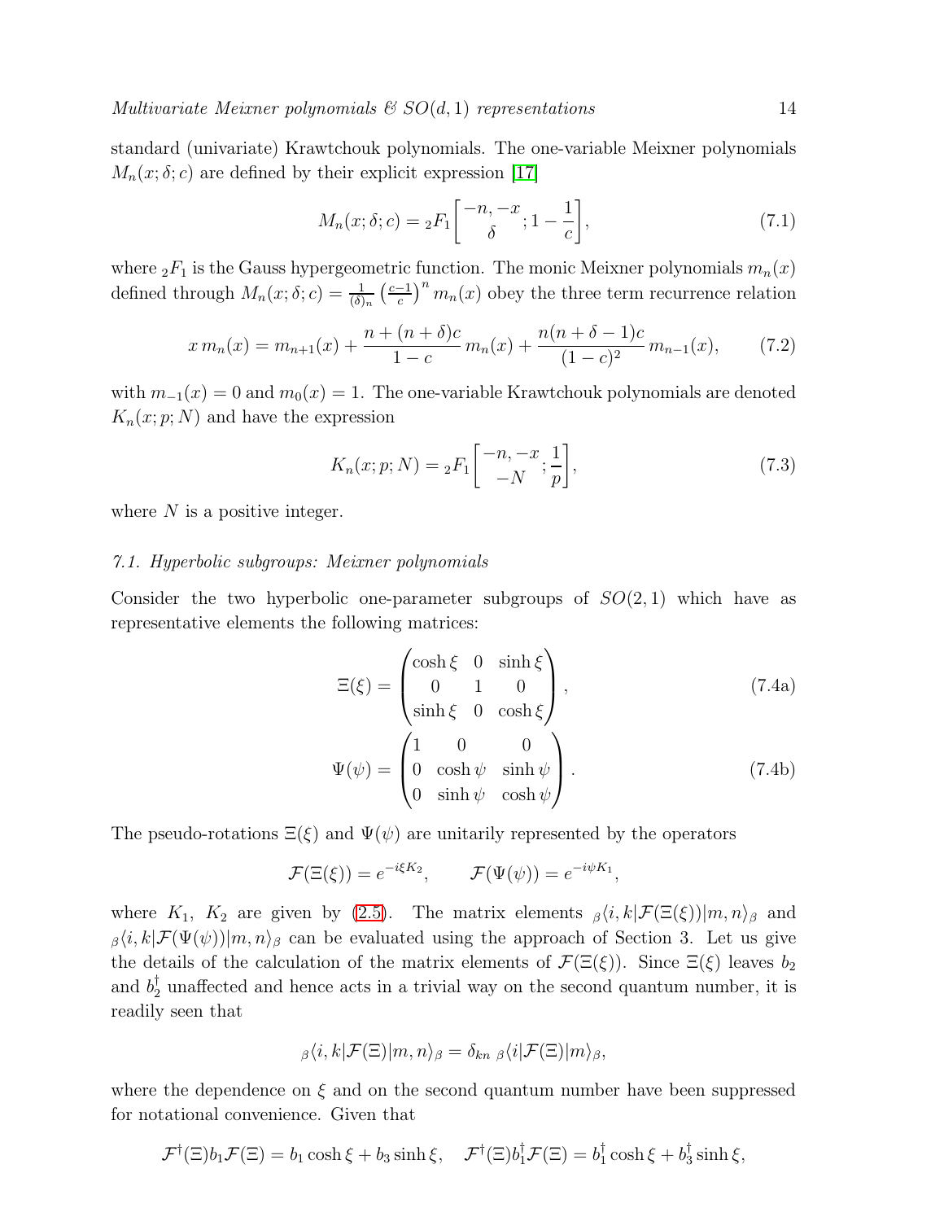standard (univariate) Krawtchouk polynomials. The one-variable Meixner polynomials $M_n(x;\delta;c)$ are defined by their explicit expression [17]

$$M_n(x;\delta;c) = {}_2F_1\left[\begin{matrix}-n,-x\\ \delta\end{matrix};1-\frac{1}{c}\right], \tag{7.1}$$

where ${}_2F_1$ is the Gauss hypergeometric function. The monic Meixner polynomials $m_n(x)$ defined through $M_n(x;\delta;c) = \frac{1}{(\delta)_n}\left(\frac{c-1}{c}\right)^n m_n(x)$ obey the three term recurrence relation

$$x\, m_n(x) = m_{n+1}(x) + \frac{n+(n+\delta)c}{1-c}\, m_n(x) + \frac{n(n+\delta-1)c}{(1-c)^2}\, m_{n-1}(x), \tag{7.2}$$

with $m_{-1}(x)=0$ and $m_0(x)=1$. The one-variable Krawtchouk polynomials are denoted $K_n(x;p;N)$ and have the expression

$$K_n(x;p;N) = {}_2F_1\left[\begin{matrix}-n,-x\\ -N\end{matrix};\frac{1}{p}\right], \tag{7.3}$$

where $N$ is a positive integer.

### *7.1. Hyperbolic subgroups: Meixner polynomials*

Consider the two hyperbolic one-parameter subgroups of $SO(2,1)$ which have as representative elements the following matrices:

$$\Xi(\xi) = \begin{pmatrix}\cosh\xi & 0 & \sinh\xi\\ 0 & 1 & 0\\ \sinh\xi & 0 & \cosh\xi\end{pmatrix}, \tag{7.4a}$$

$$\Psi(\psi) = \begin{pmatrix}1 & 0 & 0\\ 0 & \cosh\psi & \sinh\psi\\ 0 & \sinh\psi & \cosh\psi\end{pmatrix}. \tag{7.4b}$$

The pseudo-rotations $\Xi(\xi)$ and $\Psi(\psi)$ are unitarily represented by the operators

$$\mathcal{F}(\Xi(\xi)) = e^{-i\xi K_2}, \qquad \mathcal{F}(\Psi(\psi)) = e^{-i\psi K_1},$$

where $K_1$, $K_2$ are given by (2.5). The matrix elements ${}_\beta\langle i,k|\mathcal{F}(\Xi(\xi))|m,n\rangle_\beta$ and ${}_\beta\langle i,k|\mathcal{F}(\Psi(\psi))|m,n\rangle_\beta$ can be evaluated using the approach of Section 3. Let us give the details of the calculation of the matrix elements of $\mathcal{F}(\Xi(\xi))$. Since $\Xi(\xi)$ leaves $b_2$ and $b_2^\dagger$ unaffected and hence acts in a trivial way on the second quantum number, it is readily seen that

$${}_\beta\langle i,k|\mathcal{F}(\Xi)|m,n\rangle_\beta = \delta_{kn}\ {}_\beta\langle i|\mathcal{F}(\Xi)|m\rangle_\beta,$$

where the dependence on $\xi$ and on the second quantum number have been suppressed for notational convenience. Given that

$$\mathcal{F}^\dagger(\Xi) b_1 \mathcal{F}(\Xi) = b_1\cosh\xi + b_3\sinh\xi, \quad \mathcal{F}^\dagger(\Xi) b_1^\dagger \mathcal{F}(\Xi) = b_1^\dagger\cosh\xi + b_3^\dagger\sinh\xi,$$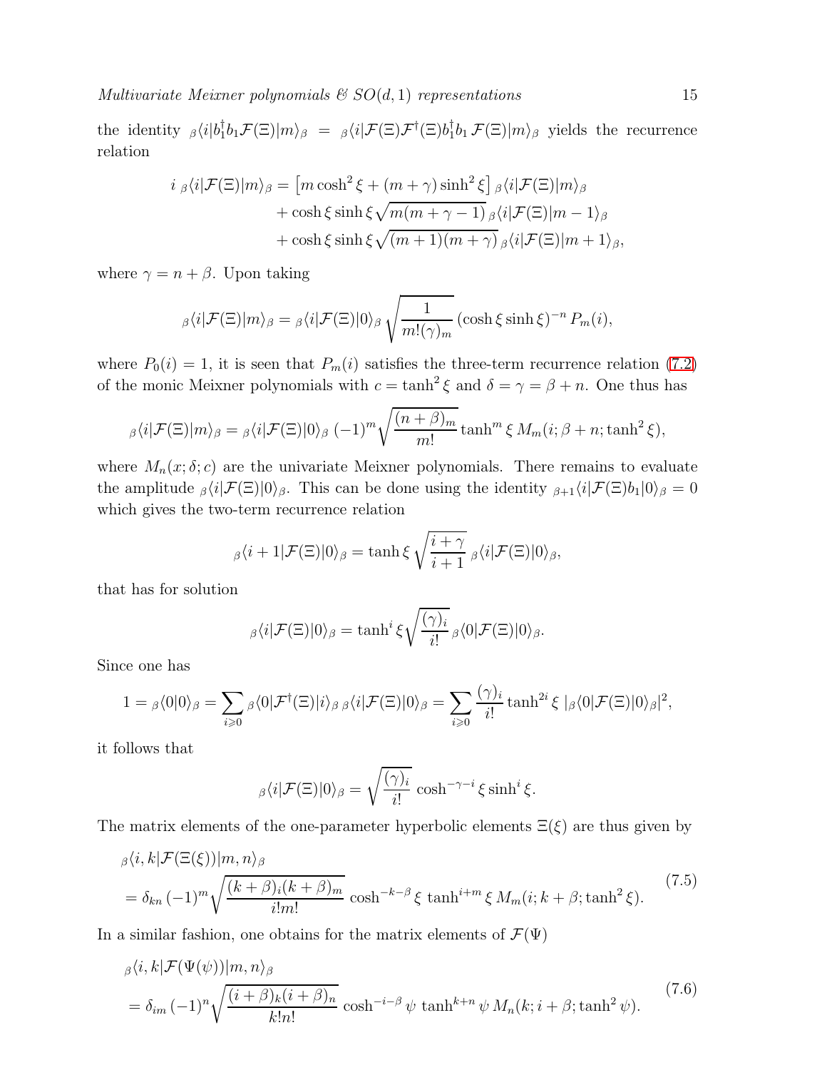the identity ${}_{\beta}\langle i|b_1^{\dagger}b_1\mathcal{F}(\Xi)|m\rangle_{\beta} = {}_{\beta}\langle i|\mathcal{F}(\Xi)\mathcal{F}^{\dagger}(\Xi)b_1^{\dagger}b_1\,\mathcal{F}(\Xi)|m\rangle_{\beta}$ yields the recurrence relation

$$
\begin{aligned}
i\;{}_{\beta}\langle i|\mathcal{F}(\Xi)|m\rangle_{\beta} &= \left[m\cosh^2\xi + (m+\gamma)\sinh^2\xi\right]{}_{\beta}\langle i|\mathcal{F}(\Xi)|m\rangle_{\beta}\\
&\quad + \cosh\xi\sinh\xi\sqrt{m(m+\gamma-1)}\,{}_{\beta}\langle i|\mathcal{F}(\Xi)|m-1\rangle_{\beta}\\
&\quad + \cosh\xi\sinh\xi\sqrt{(m+1)(m+\gamma)}\,{}_{\beta}\langle i|\mathcal{F}(\Xi)|m+1\rangle_{\beta},
\end{aligned}
$$

where $\gamma = n+\beta$. Upon taking

$$
{}_{\beta}\langle i|\mathcal{F}(\Xi)|m\rangle_{\beta} = {}_{\beta}\langle i|\mathcal{F}(\Xi)|0\rangle_{\beta}\sqrt{\frac{1}{m!(\gamma)_m}}\,(\cosh\xi\sinh\xi)^{-n}\,P_m(i),
$$

where $P_0(i)=1$, it is seen that $P_m(i)$ satisfies the three-term recurrence relation (7.2) of the monic Meixner polynomials with $c=\tanh^2\xi$ and $\delta=\gamma=\beta+n$. One thus has

$$
{}_{\beta}\langle i|\mathcal{F}(\Xi)|m\rangle_{\beta} = {}_{\beta}\langle i|\mathcal{F}(\Xi)|0\rangle_{\beta}\,(-1)^m\sqrt{\frac{(n+\beta)_m}{m!}}\tanh^m\xi\,M_m(i;\beta+n;\tanh^2\xi),
$$

where $M_n(x;\delta;c)$ are the univariate Meixner polynomials. There remains to evaluate the amplitude ${}_{\beta}\langle i|\mathcal{F}(\Xi)|0\rangle_{\beta}$. This can be done using the identity ${}_{\beta+1}\langle i|\mathcal{F}(\Xi)b_1|0\rangle_{\beta}=0$ which gives the two-term recurrence relation

$$
{}_{\beta}\langle i+1|\mathcal{F}(\Xi)|0\rangle_{\beta} = \tanh\xi\sqrt{\frac{i+\gamma}{i+1}}\,{}_{\beta}\langle i|\mathcal{F}(\Xi)|0\rangle_{\beta},
$$

that has for solution

$$
{}_{\beta}\langle i|\mathcal{F}(\Xi)|0\rangle_{\beta} = \tanh^i\xi\sqrt{\frac{(\gamma)_i}{i!}}\,{}_{\beta}\langle 0|\mathcal{F}(\Xi)|0\rangle_{\beta}.
$$

Since one has

$$
1 = {}_{\beta}\langle 0|0\rangle_{\beta} = \sum_{i\geqslant 0}{}_{\beta}\langle 0|\mathcal{F}^{\dagger}(\Xi)|i\rangle_{\beta}\,{}_{\beta}\langle i|\mathcal{F}(\Xi)|0\rangle_{\beta} = \sum_{i\geqslant 0}\frac{(\gamma)_i}{i!}\tanh^{2i}\xi\;|{}_{\beta}\langle 0|\mathcal{F}(\Xi)|0\rangle_{\beta}|^2,
$$

it follows that

$$
{}_{\beta}\langle i|\mathcal{F}(\Xi)|0\rangle_{\beta} = \sqrt{\frac{(\gamma)_i}{i!}}\,\cosh^{-\gamma-i}\xi\,\sinh^i\xi.
$$

The matrix elements of the one-parameter hyperbolic elements $\Xi(\xi)$ are thus given by

$$
\begin{aligned}
&{}_{\beta}\langle i,k|\mathcal{F}(\Xi(\xi))|m,n\rangle_{\beta}\\
&= \delta_{kn}\,(-1)^m\sqrt{\frac{(k+\beta)_i(k+\beta)_m}{i!m!}}\,\cosh^{-k-\beta}\xi\,\tanh^{i+m}\xi\,M_m(i;k+\beta;\tanh^2\xi).
\end{aligned}
\tag{7.5}
$$

In a similar fashion, one obtains for the matrix elements of $\mathcal{F}(\Psi)$

$$
\begin{aligned}
&{}_{\beta}\langle i,k|\mathcal{F}(\Psi(\psi))|m,n\rangle_{\beta}\\
&= \delta_{im}\,(-1)^n\sqrt{\frac{(i+\beta)_k(i+\beta)_n}{k!n!}}\,\cosh^{-i-\beta}\psi\,\tanh^{k+n}\psi\,M_n(k;i+\beta;\tanh^2\psi).
\end{aligned}
\tag{7.6}
$$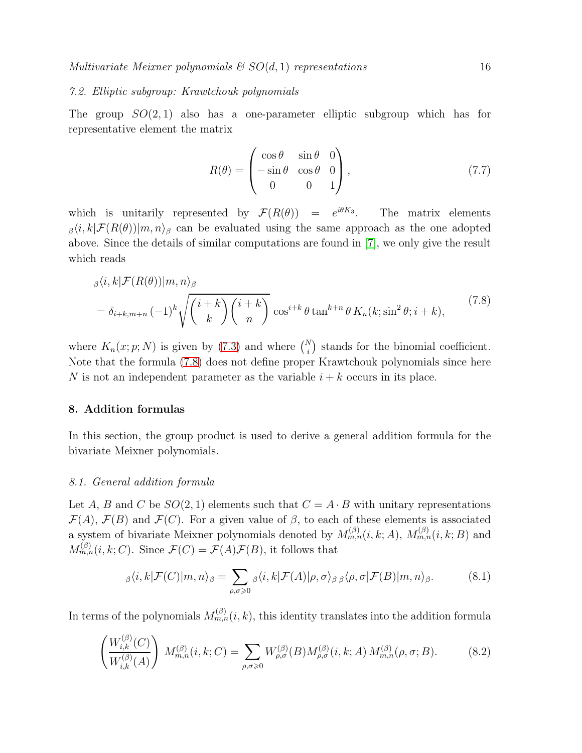### 7.2. Elliptic subgroup: Krawtchouk polynomials

The group $SO(2,1)$ also has a one-parameter elliptic subgroup which has for representative element the matrix

$$R(\theta) = \begin{pmatrix} \cos\theta & \sin\theta & 0 \\ -\sin\theta & \cos\theta & 0 \\ 0 & 0 & 1 \end{pmatrix}, \tag{7.7}$$

which is unitarily represented by $\mathcal{F}(R(\theta)) = e^{i\theta K_3}$. The matrix elements ${}_{\beta}\langle i,k|\mathcal{F}(R(\theta))|m,n\rangle_{\beta}$ can be evaluated using the same approach as the one adopted above. Since the details of similar computations are found in [7], we only give the result which reads

$$\begin{aligned} &{}_{\beta}\langle i,k|\mathcal{F}(R(\theta))|m,n\rangle_{\beta} \\ &= \delta_{i+k,m+n}\,(-1)^k \sqrt{\binom{i+k}{k}\binom{i+k}{n}}\, \cos^{i+k}\theta \tan^{k+n}\theta\, K_n(k;\sin^2\theta; i+k), \end{aligned} \tag{7.8}$$

where $K_n(x;p;N)$ is given by (7.3) and where $\binom{N}{i}$ stands for the binomial coefficient. Note that the formula (7.8) does not define proper Krawtchouk polynomials since here $N$ is not an independent parameter as the variable $i+k$ occurs in its place.

## 8. Addition formulas

In this section, the group product is used to derive a general addition formula for the bivariate Meixner polynomials.

### 8.1. General addition formula

Let $A$, $B$ and $C$ be $SO(2,1)$ elements such that $C = A \cdot B$ with unitary representations $\mathcal{F}(A)$, $\mathcal{F}(B)$ and $\mathcal{F}(C)$. For a given value of $\beta$, to each of these elements is associated a system of bivariate Meixner polynomials denoted by $M_{m,n}^{(\beta)}(i,k;A)$, $M_{m,n}^{(\beta)}(i,k;B)$ and $M_{m,n}^{(\beta)}(i,k;C)$. Since $\mathcal{F}(C) = \mathcal{F}(A)\mathcal{F}(B)$, it follows that

$${}_{\beta}\langle i,k|\mathcal{F}(C)|m,n\rangle_{\beta} = \sum_{\rho,\sigma\geqslant 0} {}_{\beta}\langle i,k|\mathcal{F}(A)|\rho,\sigma\rangle_{\beta}\,{}_{\beta}\langle \rho,\sigma|\mathcal{F}(B)|m,n\rangle_{\beta}. \tag{8.1}$$

In terms of the polynomials $M_{m,n}^{(\beta)}(i,k)$, this identity translates into the addition formula

$$\left(\frac{W_{i,k}^{(\beta)}(C)}{W_{i,k}^{(\beta)}(A)}\right)\, M_{m,n}^{(\beta)}(i,k;C) = \sum_{\rho,\sigma\geqslant 0} W_{\rho,\sigma}^{(\beta)}(B) M_{\rho,\sigma}^{(\beta)}(i,k;A)\, M_{m,n}^{(\beta)}(\rho,\sigma;B). \tag{8.2}$$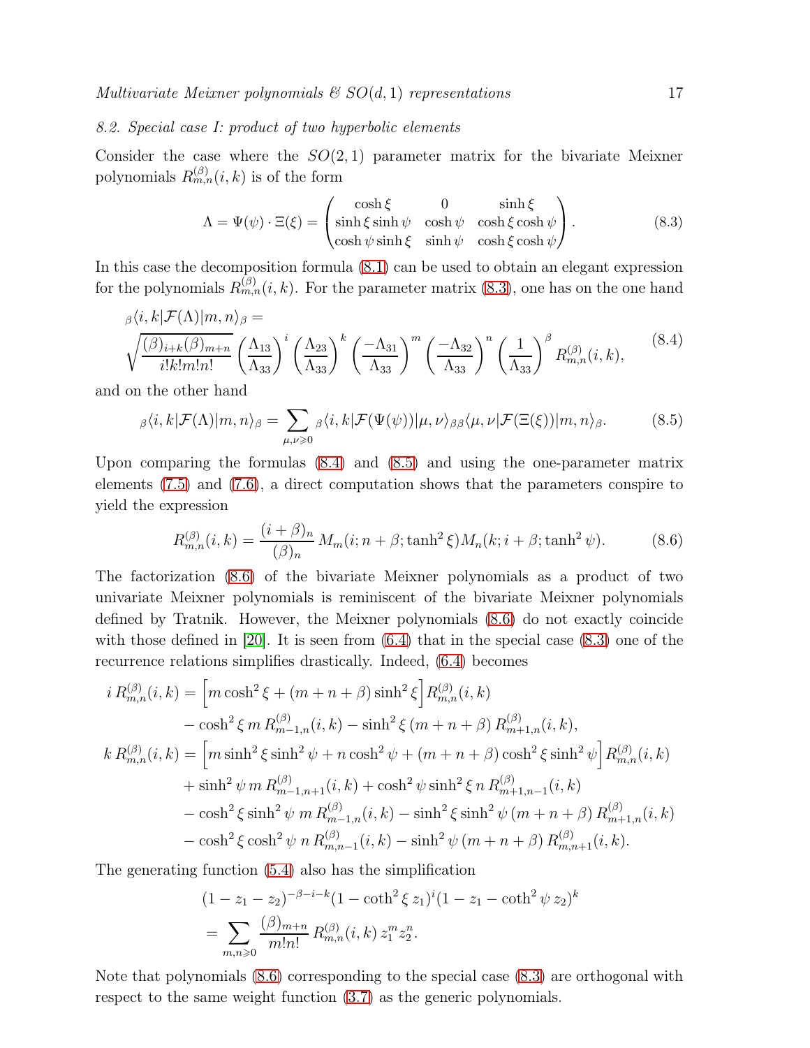### 8.2. Special case I: product of two hyperbolic elements

Consider the case where the $SO(2,1)$ parameter matrix for the bivariate Meixner polynomials $R_{m,n}^{(\beta)}(i,k)$ is of the form

$$\Lambda = \Psi(\psi)\cdot\Xi(\xi) = \begin{pmatrix} \cosh\xi & 0 & \sinh\xi \\ \sinh\xi\sinh\psi & \cosh\psi & \cosh\xi\cosh\psi \\ \cosh\psi\sinh\xi & \sinh\psi & \cosh\xi\cosh\psi \end{pmatrix}. \tag{8.3}$$

In this case the decomposition formula (8.1) can be used to obtain an elegant expression for the polynomials $R_{m,n}^{(\beta)}(i,k)$. For the parameter matrix (8.3), one has on the one hand

$$\begin{aligned} &{}_{\beta}\langle i,k|\mathcal{F}(\Lambda)|m,n\rangle_{\beta} = \\ &\sqrt{\frac{(\beta)_{i+k}(\beta)_{m+n}}{i!k!m!n!}}\left(\frac{\Lambda_{13}}{\Lambda_{33}}\right)^{i}\left(\frac{\Lambda_{23}}{\Lambda_{33}}\right)^{k}\left(\frac{-\Lambda_{31}}{\Lambda_{33}}\right)^{m}\left(\frac{-\Lambda_{32}}{\Lambda_{33}}\right)^{n}\left(\frac{1}{\Lambda_{33}}\right)^{\beta} R_{m,n}^{(\beta)}(i,k), \end{aligned} \tag{8.4}$$

and on the other hand

$${}_{\beta}\langle i,k|\mathcal{F}(\Lambda)|m,n\rangle_{\beta} = \sum_{\mu,\nu\geqslant 0} {}_{\beta}\langle i,k|\mathcal{F}(\Psi(\psi))|\mu,\nu\rangle_{\beta\beta}\langle \mu,\nu|\mathcal{F}(\Xi(\xi))|m,n\rangle_{\beta}. \tag{8.5}$$

Upon comparing the formulas (8.4) and (8.5) and using the one-parameter matrix elements (7.5) and (7.6), a direct computation shows that the parameters conspire to yield the expression

$$R_{m,n}^{(\beta)}(i,k) = \frac{(i+\beta)_n}{(\beta)_n}\, M_m(i;n+\beta;\tanh^2\xi) M_n(k;i+\beta;\tanh^2\psi). \tag{8.6}$$

The factorization (8.6) of the bivariate Meixner polynomials as a product of two univariate Meixner polynomials is reminiscent of the bivariate Meixner polynomials defined by Tratnik. However, the Meixner polynomials (8.6) do not exactly coincide with those defined in [20]. It is seen from (6.4) that in the special case (8.3) one of the recurrence relations simplifies drastically. Indeed, (6.4) becomes

$$\begin{aligned} i\, R_{m,n}^{(\beta)}(i,k) &= \Big[m\cosh^2\xi + (m+n+\beta)\sinh^2\xi\Big] R_{m,n}^{(\beta)}(i,k) \\ &\quad - \cosh^2\xi\, m\, R_{m-1,n}^{(\beta)}(i,k) - \sinh^2\xi\,(m+n+\beta)\, R_{m+1,n}^{(\beta)}(i,k), \\ k\, R_{m,n}^{(\beta)}(i,k) &= \Big[m\sinh^2\xi\sinh^2\psi + n\cosh^2\psi + (m+n+\beta)\cosh^2\xi\sinh^2\psi\Big] R_{m,n}^{(\beta)}(i,k) \\ &\quad + \sinh^2\psi\, m\, R_{m-1,n+1}^{(\beta)}(i,k) + \cosh^2\psi\sinh^2\xi\, n\, R_{m+1,n-1}^{(\beta)}(i,k) \\ &\quad - \cosh^2\xi\sinh^2\psi\, m\, R_{m-1,n}^{(\beta)}(i,k) - \sinh^2\xi\sinh^2\psi\,(m+n+\beta)\, R_{m+1,n}^{(\beta)}(i,k) \\ &\quad - \cosh^2\xi\cosh^2\psi\, n\, R_{m,n-1}^{(\beta)}(i,k) - \sinh^2\psi\,(m+n+\beta)\, R_{m,n+1}^{(\beta)}(i,k). \end{aligned}$$

The generating function (5.4) also has the simplification

$$\begin{aligned} &(1-z_1-z_2)^{-\beta-i-k}(1-\coth^2\xi\, z_1)^i(1-z_1-\coth^2\psi\, z_2)^k \\ &= \sum_{m,n\geqslant 0} \frac{(\beta)_{m+n}}{m!n!}\, R_{m,n}^{(\beta)}(i,k)\, z_1^m z_2^n. \end{aligned}$$

Note that polynomials (8.6) corresponding to the special case (8.3) are orthogonal with respect to the same weight function (3.7) as the generic polynomials.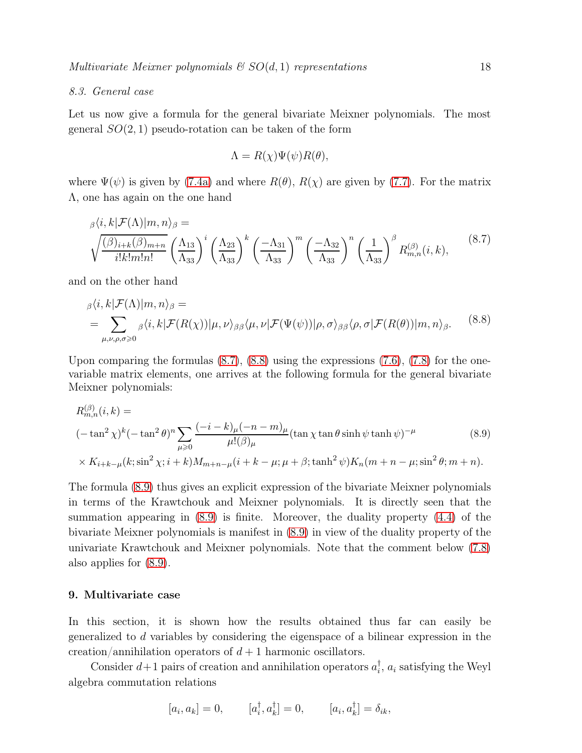### 8.3. General case

Let us now give a formula for the general bivariate Meixner polynomials. The most general $SO(2,1)$ pseudo-rotation can be taken of the form

$$\Lambda = R(\chi)\Psi(\psi)R(\theta),$$

where $\Psi(\psi)$ is given by (7.4a) and where $R(\theta)$, $R(\chi)$ are given by (7.7). For the matrix $\Lambda$, one has again on the one hand

$$
\begin{aligned}
&{}_{\beta}\langle i,k|\mathcal{F}(\Lambda)|m,n\rangle_{\beta} = \\
&\sqrt{\frac{(\beta)_{i+k}(\beta)_{m+n}}{i!k!m!n!}}\left(\frac{\Lambda_{13}}{\Lambda_{33}}\right)^{i}\left(\frac{\Lambda_{23}}{\Lambda_{33}}\right)^{k}\left(\frac{-\Lambda_{31}}{\Lambda_{33}}\right)^{m}\left(\frac{-\Lambda_{32}}{\Lambda_{33}}\right)^{n}\left(\frac{1}{\Lambda_{33}}\right)^{\beta} R^{(\beta)}_{m,n}(i,k),
\end{aligned}
\tag{8.7}
$$

and on the other hand

$$
\begin{aligned}
&{}_{\beta}\langle i,k|\mathcal{F}(\Lambda)|m,n\rangle_{\beta} = \\
&= \sum_{\mu,\nu,\rho,\sigma\geqslant 0} {}_{\beta}\langle i,k|\mathcal{F}(R(\chi))|\mu,\nu\rangle_{\beta\beta}\langle \mu,\nu|\mathcal{F}(\Psi(\psi))|\rho,\sigma\rangle_{\beta\beta}\langle \rho,\sigma|\mathcal{F}(R(\theta))|m,n\rangle_{\beta}.
\end{aligned}
\tag{8.8}
$$

Upon comparing the formulas (8.7), (8.8) using the expressions (7.6), (7.8) for the one-variable matrix elements, one arrives at the following formula for the general bivariate Meixner polynomials:

$$
\begin{aligned}
&R^{(\beta)}_{m,n}(i,k) = \\
&(-\tan^2\chi)^{k}(-\tan^2\theta)^{n}\sum_{\mu\geqslant 0}\frac{(-i-k)_{\mu}(-n-m)_{\mu}}{\mu!(\beta)_{\mu}}(\tan\chi\tan\theta\sinh\psi\tanh\psi)^{-\mu} \\
&\times K_{i+k-\mu}(k;\sin^2\chi;i+k)M_{m+n-\mu}(i+k-\mu;\mu+\beta;\tanh^2\psi)K_{n}(m+n-\mu;\sin^2\theta;m+n).
\end{aligned}
\tag{8.9}
$$

The formula (8.9) thus gives an explicit expression of the bivariate Meixner polynomials in terms of the Krawtchouk and Meixner polynomials. It is directly seen that the summation appearing in (8.9) is finite. Moreover, the duality property (4.4) of the bivariate Meixner polynomials is manifest in (8.9) in view of the duality property of the univariate Krawtchouk and Meixner polynomials. Note that the comment below (7.8) also applies for (8.9).

## 9. Multivariate case

In this section, it is shown how the results obtained thus far can easily be generalized to $d$ variables by considering the eigenspace of a bilinear expression in the creation/annihilation operators of $d+1$ harmonic oscillators.

Consider $d+1$ pairs of creation and annihilation operators $a_i^{\dagger}$, $a_i$ satisfying the Weyl algebra commutation relations

$$[a_i, a_k] = 0, \qquad [a_i^{\dagger}, a_k^{\dagger}] = 0, \qquad [a_i, a_k^{\dagger}] = \delta_{ik},$$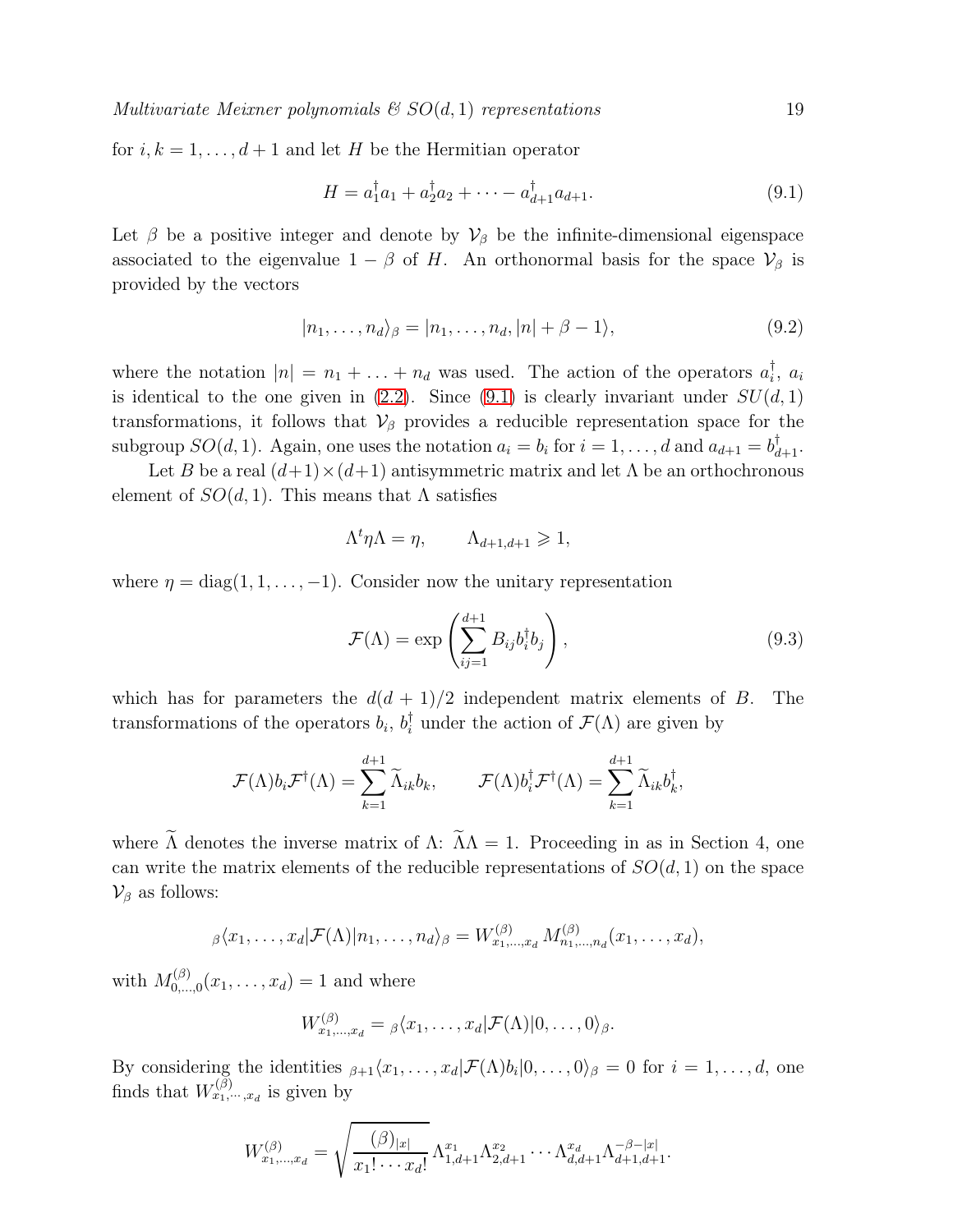for $i,k = 1,\ldots,d+1$ and let $H$ be the Hermitian operator

$$H = a_1^{\dagger}a_1 + a_2^{\dagger}a_2 + \cdots - a_{d+1}^{\dagger}a_{d+1}. \tag{9.1}$$

Let $\beta$ be a positive integer and denote by $\mathcal{V}_{\beta}$ be the infinite-dimensional eigenspace associated to the eigenvalue $1-\beta$ of $H$. An orthonormal basis for the space $\mathcal{V}_{\beta}$ is provided by the vectors

$$|n_1,\ldots,n_d\rangle_{\beta} = |n_1,\ldots,n_d,|n|+\beta-1\rangle, \tag{9.2}$$

where the notation $|n| = n_1 + \ldots + n_d$ was used. The action of the operators $a_i^{\dagger}$, $a_i$ is identical to the one given in (2.2). Since (9.1) is clearly invariant under $SU(d,1)$ transformations, it follows that $\mathcal{V}_{\beta}$ provides a reducible representation space for the subgroup $SO(d,1)$. Again, one uses the notation $a_i = b_i$ for $i = 1,\ldots,d$ and $a_{d+1} = b_{d+1}^{\dagger}$.

Let $B$ be a real $(d+1)\times(d+1)$ antisymmetric matrix and let $\Lambda$ be an orthochronous element of $SO(d,1)$. This means that $\Lambda$ satisfies

$$\Lambda^t \eta \Lambda = \eta, \qquad \Lambda_{d+1,d+1} \geqslant 1,$$

where $\eta = \mathrm{diag}(1,1,\ldots,-1)$. Consider now the unitary representation

$$\mathcal{F}(\Lambda) = \exp\left(\sum_{ij=1}^{d+1} B_{ij} b_i^{\dagger} b_j\right), \tag{9.3}$$

which has for parameters the $d(d+1)/2$ independent matrix elements of $B$. The transformations of the operators $b_i$, $b_i^{\dagger}$ under the action of $\mathcal{F}(\Lambda)$ are given by

$$\mathcal{F}(\Lambda) b_i \mathcal{F}^{\dagger}(\Lambda) = \sum_{k=1}^{d+1} \widetilde{\Lambda}_{ik} b_k, \qquad \mathcal{F}(\Lambda) b_i^{\dagger} \mathcal{F}^{\dagger}(\Lambda) = \sum_{k=1}^{d+1} \widetilde{\Lambda}_{ik} b_k^{\dagger},$$

where $\widetilde{\Lambda}$ denotes the inverse matrix of $\Lambda$: $\widetilde{\Lambda}\Lambda = 1$. Proceeding in as in Section 4, one can write the matrix elements of the reducible representations of $SO(d,1)$ on the space $\mathcal{V}_{\beta}$ as follows:

$${}_{\beta}\langle x_1,\ldots,x_d|\mathcal{F}(\Lambda)|n_1,\ldots,n_d\rangle_{\beta} = W^{(\beta)}_{x_1,\ldots,x_d}\, M^{(\beta)}_{n_1,\ldots,n_d}(x_1,\ldots,x_d),$$

with $M^{(\beta)}_{0,\ldots,0}(x_1,\ldots,x_d) = 1$ and where

$$W^{(\beta)}_{x_1,\ldots,x_d} = {}_{\beta}\langle x_1,\ldots,x_d|\mathcal{F}(\Lambda)|0,\ldots,0\rangle_{\beta}.$$

By considering the identities ${}_{\beta+1}\langle x_1,\ldots,x_d|\mathcal{F}(\Lambda)b_i|0,\ldots,0\rangle_{\beta} = 0$ for $i = 1,\ldots,d$, one finds that $W^{(\beta)}_{x_1,\cdots,x_d}$ is given by

$$W^{(\beta)}_{x_1,\ldots,x_d} = \sqrt{\frac{(\beta)_{|x|}}{x_1!\cdots x_d!}}\,\Lambda_{1,d+1}^{x_1}\Lambda_{2,d+1}^{x_2}\cdots\Lambda_{d,d+1}^{x_d}\Lambda_{d+1,d+1}^{-\beta-|x|}.$$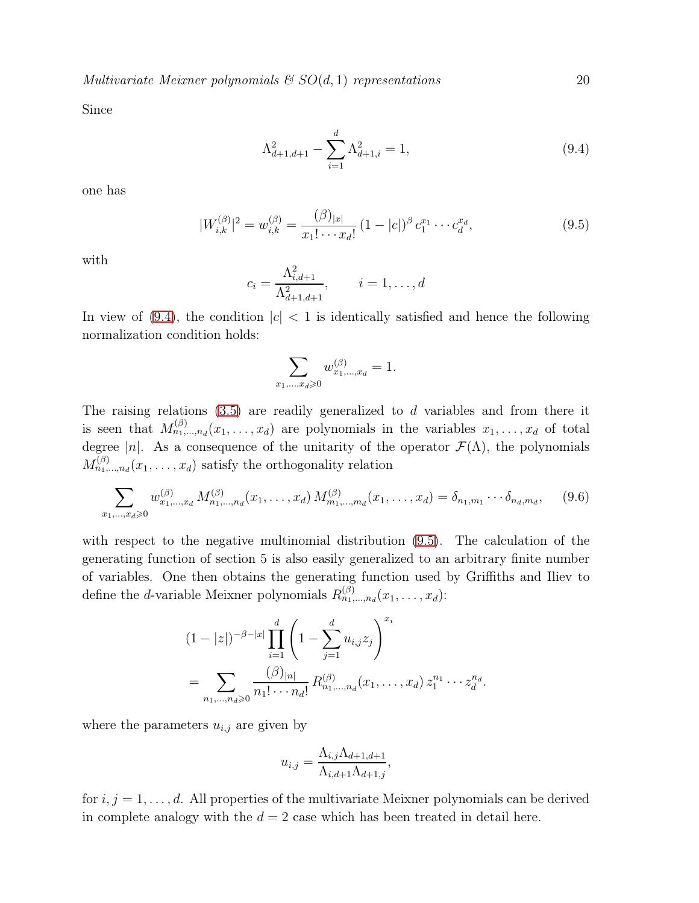Since

$$
\Lambda_{d+1,d+1}^2 - \sum_{i=1}^{d} \Lambda_{d+1,i}^2 = 1, \tag{9.4}
$$

one has

$$
|W_{i,k}^{(\beta)}|^2 = w_{i,k}^{(\beta)} = \frac{(\beta)_{|x|}}{x_1! \cdots x_d!} \, (1-|c|)^{\beta} \, c_1^{x_1} \cdots c_d^{x_d}, \tag{9.5}
$$

with

$$
c_i = \frac{\Lambda_{i,d+1}^2}{\Lambda_{d+1,d+1}^2}, \qquad i = 1, \ldots, d
$$

In view of (9.4), the condition $|c| < 1$ is identically satisfied and hence the following normalization condition holds:

$$
\sum_{x_1,\ldots,x_d \geqslant 0} w_{x_1,\ldots,x_d}^{(\beta)} = 1.
$$

The raising relations (3.5) are readily generalized to $d$ variables and from there it is seen that $M_{n_1,\ldots,n_d}^{(\beta)}(x_1,\ldots,x_d)$ are polynomials in the variables $x_1,\ldots,x_d$ of total degree $|n|$. As a consequence of the unitarity of the operator $\mathcal{F}(\Lambda)$, the polynomials $M_{n_1,\ldots,n_d}^{(\beta)}(x_1,\ldots,x_d)$ satisfy the orthogonality relation

$$
\sum_{x_1,\ldots,x_d \geqslant 0} w_{x_1,\ldots,x_d}^{(\beta)} \, M_{n_1,\ldots,n_d}^{(\beta)}(x_1,\ldots,x_d) \, M_{m_1,\ldots,m_d}^{(\beta)}(x_1,\ldots,x_d) = \delta_{n_1,m_1} \cdots \delta_{n_d,m_d}, \tag{9.6}
$$

with respect to the negative multinomial distribution (9.5). The calculation of the generating function of section 5 is also easily generalized to an arbitrary finite number of variables. One then obtains the generating function used by Griffiths and Iliev to define the $d$-variable Meixner polynomials $R_{n_1,\ldots,n_d}^{(\beta)}(x_1,\ldots,x_d)$:

$$
\begin{aligned}
&(1-|z|)^{-\beta-|x|} \prod_{i=1}^{d} \left(1 - \sum_{j=1}^{d} u_{i,j} z_j\right)^{x_i} \\
&= \sum_{n_1,\ldots,n_d \geqslant 0} \frac{(\beta)_{|n|}}{n_1! \cdots n_d!} \, R_{n_1,\ldots,n_d}^{(\beta)}(x_1,\ldots,x_d) \, z_1^{n_1} \cdots z_d^{n_d}.
\end{aligned}
$$

where the parameters $u_{i,j}$ are given by

$$
u_{i,j} = \frac{\Lambda_{i,j}\Lambda_{d+1,d+1}}{\Lambda_{i,d+1}\Lambda_{d+1,j}},
$$

for $i, j = 1, \ldots, d$. All properties of the multivariate Meixner polynomials can be derived in complete analogy with the $d = 2$ case which has been treated in detail here.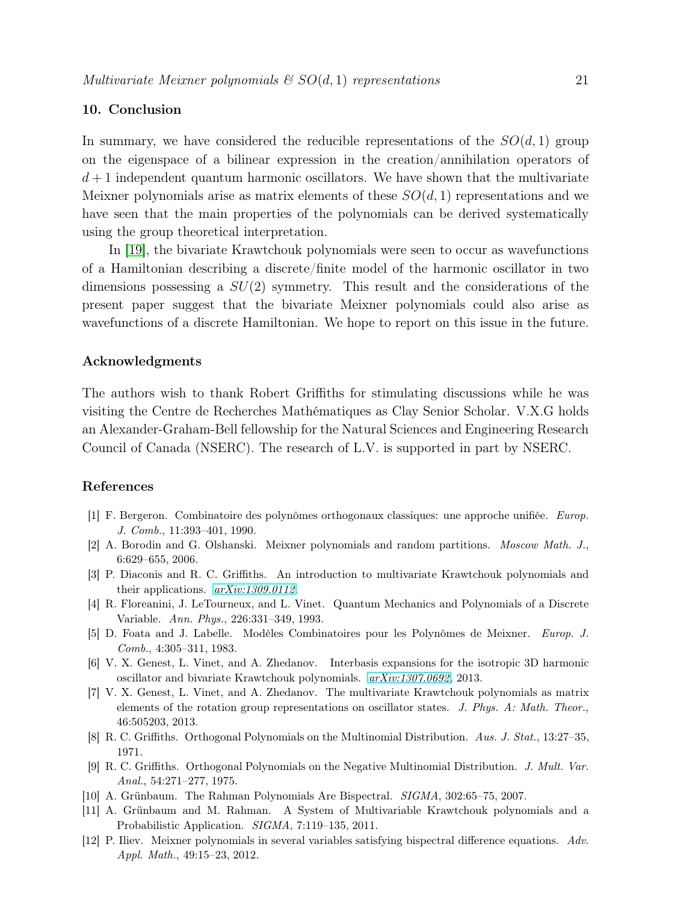## 10. Conclusion

In summary, we have considered the reducible representations of the $SO(d,1)$ group on the eigenspace of a bilinear expression in the creation/annihilation operators of $d+1$ independent quantum harmonic oscillators. We have shown that the multivariate Meixner polynomials arise as matrix elements of these $SO(d,1)$ representations and we have seen that the main properties of the polynomials can be derived systematically using the group theoretical interpretation.

In [19], the bivariate Krawtchouk polynomials were seen to occur as wavefunctions of a Hamiltonian describing a discrete/finite model of the harmonic oscillator in two dimensions possessing a $SU(2)$ symmetry. This result and the considerations of the present paper suggest that the bivariate Meixner polynomials could also arise as wavefunctions of a discrete Hamiltonian. We hope to report on this issue in the future.

### Acknowledgments

The authors wish to thank Robert Griffiths for stimulating discussions while he was visiting the Centre de Recherches Mathématiques as Clay Senior Scholar. V.X.G holds an Alexander-Graham-Bell fellowship for the Natural Sciences and Engineering Research Council of Canada (NSERC). The research of L.V. is supported in part by NSERC.

### References

[1] F. Bergeron. Combinatoire des polynômes orthogonaux classiques: une approche unifiée. *Europ. J. Comb.*, 11:393–401, 1990.

[2] A. Borodin and G. Olshanski. Meixner polynomials and random partitions. *Moscow Math. J.*, 6:629–655, 2006.

[3] P. Diaconis and R. C. Griffiths. An introduction to multivariate Krawtchouk polynomials and their applications. *arXiv:1309.0112*.

[4] R. Floreanini, J. LeTourneux, and L. Vinet. Quantum Mechanics and Polynomials of a Discrete Variable. *Ann. Phys.*, 226:331–349, 1993.

[5] D. Foata and J. Labelle. Modèles Combinatoires pour les Polynômes de Meixner. *Europ. J. Comb.*, 4:305–311, 1983.

[6] V. X. Genest, L. Vinet, and A. Zhedanov. Interbasis expansions for the isotropic 3D harmonic oscillator and bivariate Krawtchouk polynomials. *arXiv:1307.0692*, 2013.

[7] V. X. Genest, L. Vinet, and A. Zhedanov. The multivariate Krawtchouk polynomials as matrix elements of the rotation group representations on oscillator states. *J. Phys. A: Math. Theor.*, 46:505203, 2013.

[8] R. C. Griffiths. Orthogonal Polynomials on the Multinomial Distribution. *Aus. J. Stat.*, 13:27–35, 1971.

[9] R. C. Griffiths. Orthogonal Polynomials on the Negative Multinomial Distribution. *J. Mult. Var. Anal.*, 54:271–277, 1975.

[10] A. Grünbaum. The Rahman Polynomials Are Bispectral. *SIGMA*, 302:65–75, 2007.

[11] A. Grünbaum and M. Rahman. A System of Multivariable Krawtchouk polynomials and a Probabilistic Application. *SIGMA*, 7:119–135, 2011.

[12] P. Iliev. Meixner polynomials in several variables satisfying bispectral difference equations. *Adv. Appl. Math.*, 49:15–23, 2012.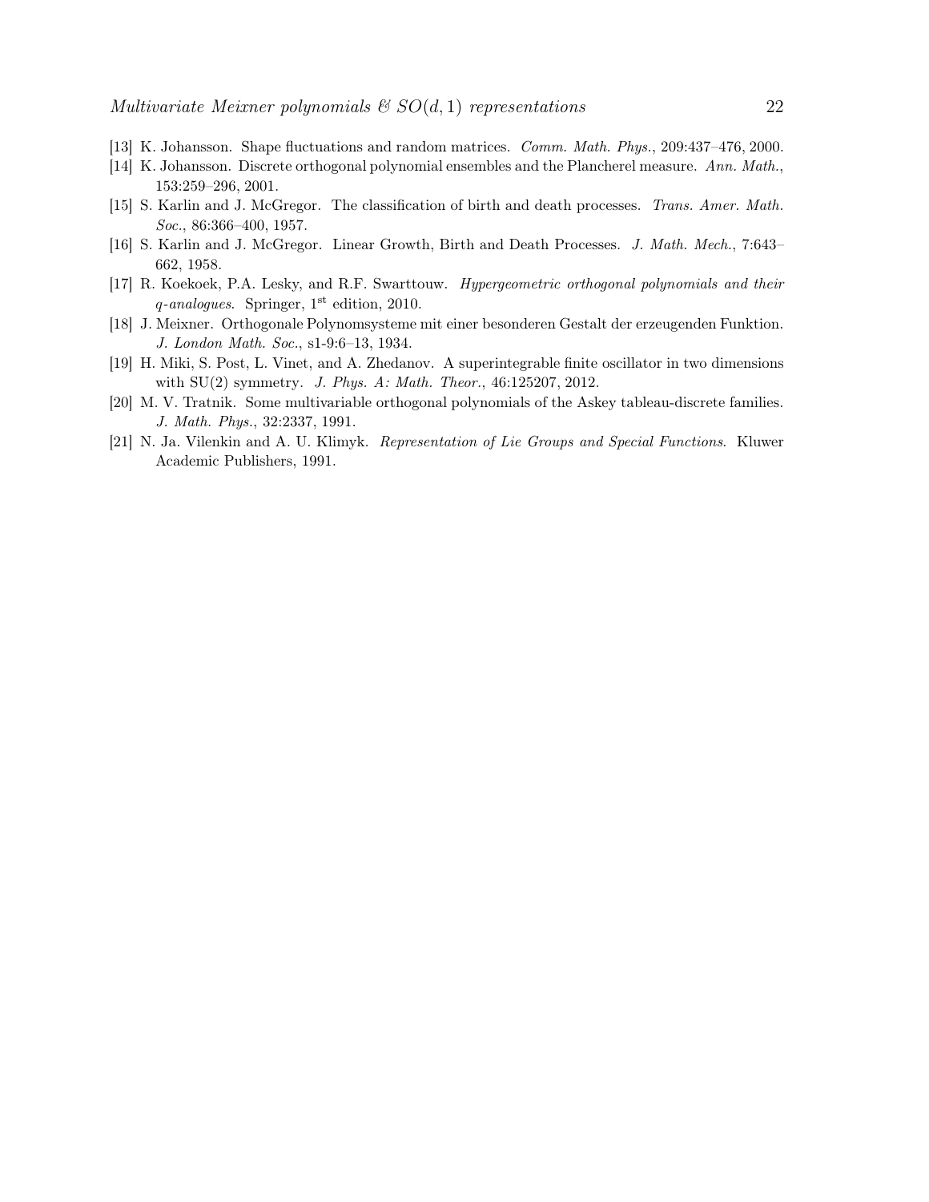[13] K. Johansson. Shape fluctuations and random matrices. *Comm. Math. Phys.*, 209:437–476, 2000.

[14] K. Johansson. Discrete orthogonal polynomial ensembles and the Plancherel measure. *Ann. Math.*, 153:259–296, 2001.

[15] S. Karlin and J. McGregor. The classification of birth and death processes. *Trans. Amer. Math. Soc.*, 86:366–400, 1957.

[16] S. Karlin and J. McGregor. Linear Growth, Birth and Death Processes. *J. Math. Mech.*, 7:643–662, 1958.

[17] R. Koekoek, P.A. Lesky, and R.F. Swarttouw. *Hypergeometric orthogonal polynomials and their q-analogues*. Springer, 1st edition, 2010.

[18] J. Meixner. Orthogonale Polynomsysteme mit einer besonderen Gestalt der erzeugenden Funktion. *J. London Math. Soc.*, s1-9:6–13, 1934.

[19] H. Miki, S. Post, L. Vinet, and A. Zhedanov. A superintegrable finite oscillator in two dimensions with SU(2) symmetry. *J. Phys. A: Math. Theor.*, 46:125207, 2012.

[20] M. V. Tratnik. Some multivariable orthogonal polynomials of the Askey tableau-discrete families. *J. Math. Phys.*, 32:2337, 1991.

[21] N. Ja. Vilenkin and A. U. Klimyk. *Representation of Lie Groups and Special Functions*. Kluwer Academic Publishers, 1991.